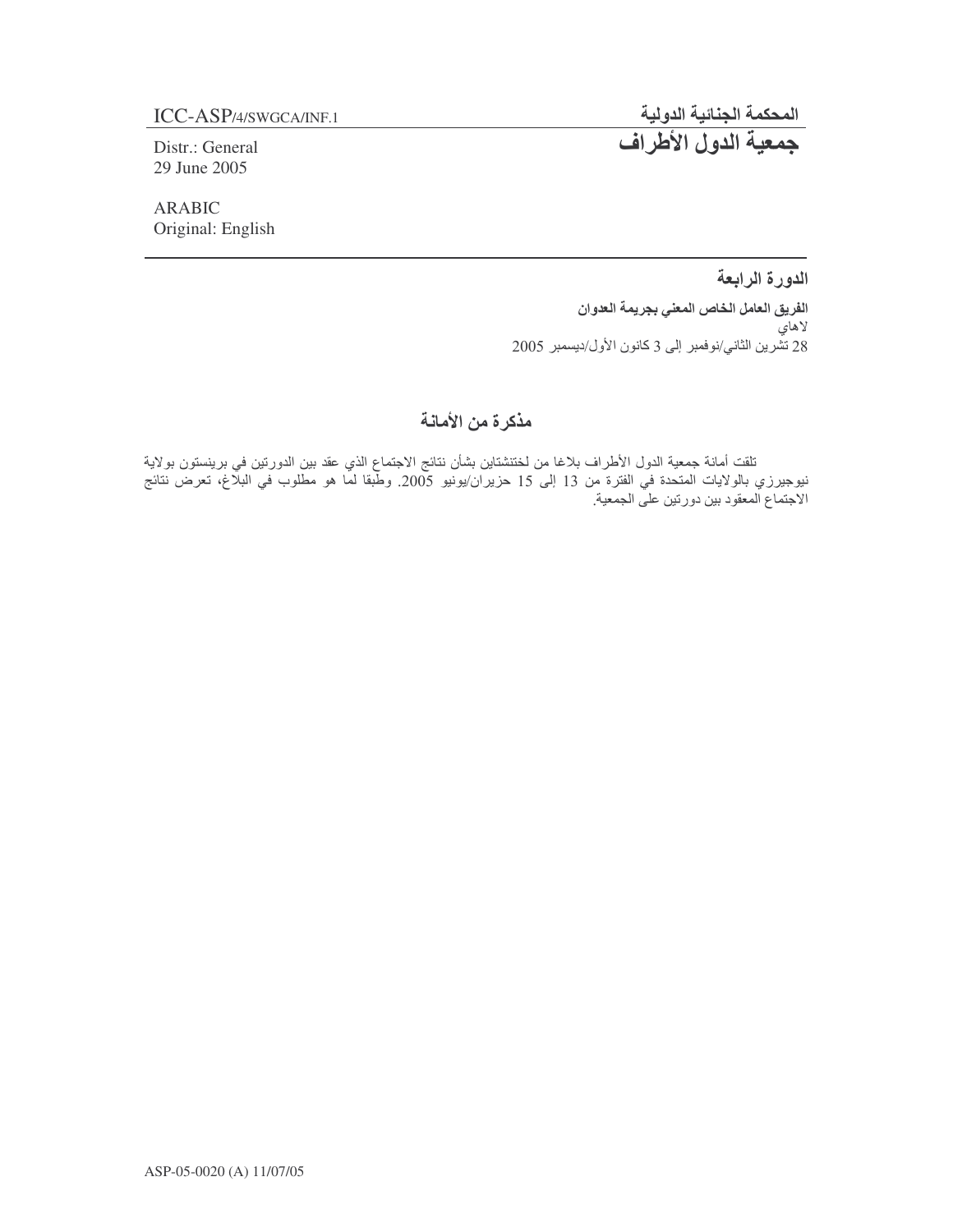المحكمة الجنائية الدولية

# جمعية الدول الأطراف

ICC-ASP/4/SWGCA/INF.1

Distr.: General
29 June 2005

ARABIC
Original: English

**الدورة الرابعة**

**الفريق العامل الخاص المعني بجريمة العدوان**
لاهاي
28 تشرين الثاني/نوفمبر إلى 3 كانون الأول/ديسمبر 2005

## مذكرة من الأمانة

تلقت أمانة جمعية الدول الأطراف بلاغا من لختنشتاين بشأن نتائج الاجتماع الذي عقد بين الدورتين في برينستون بولاية نيوجيرزي بالولايات المتحدة في الفترة من 13 إلى 15 حزيران/يونيو 2005. وطبقا لما هو مطلوب في البلاغ، تعرض نتائج الاجتماع المعقود بين دورتين على الجمعية.

ASP-05-0020 (A) 11/07/05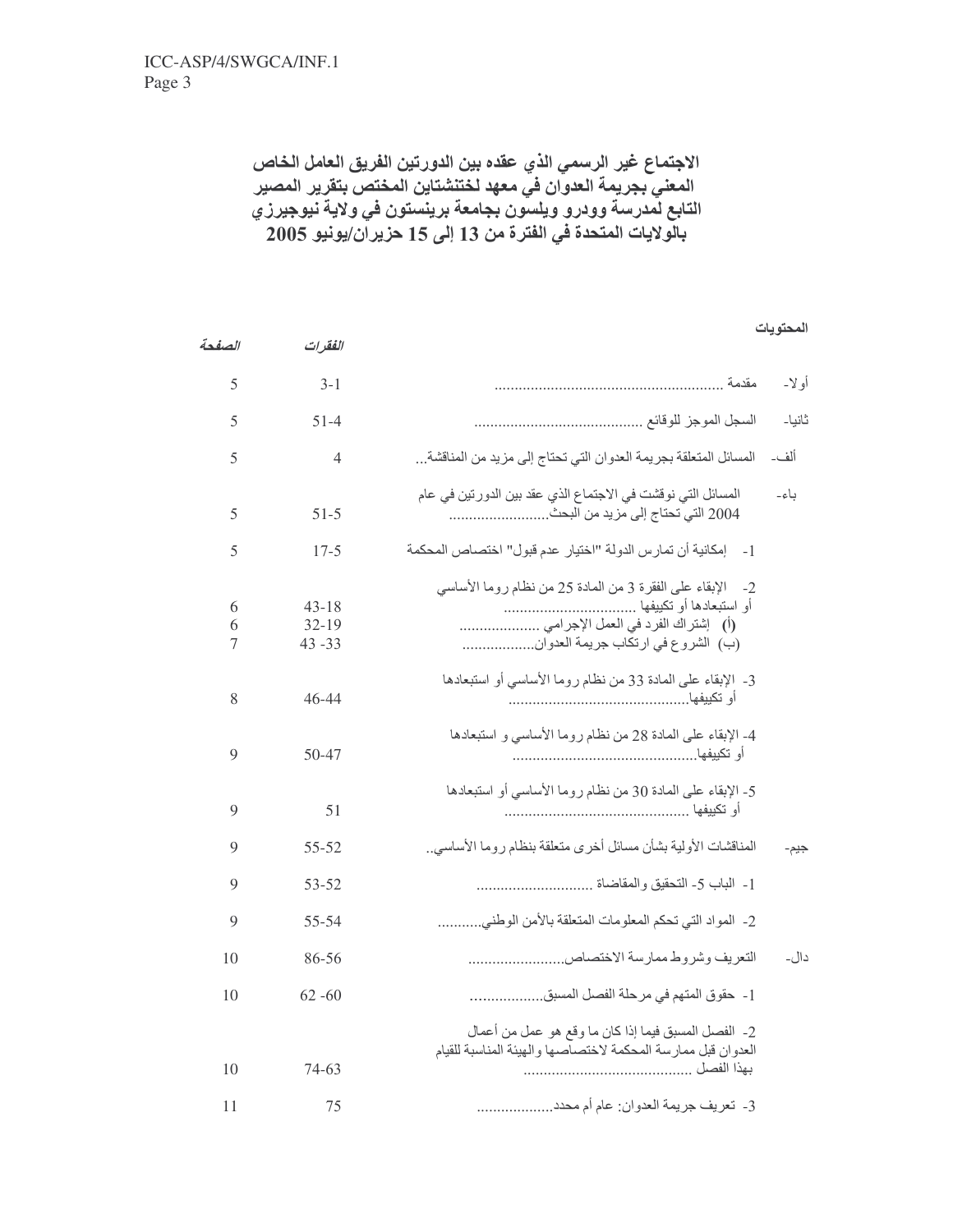# الاجتماع غير الرسمي الذي عقده بين الدورتين الفريق العامل الخاص المعني بجريمة العدوان في معهد لختنشتاين المختص بتقرير المصير التابع لمدرسة وودرو ويلسون بجامعة برينستون في ولاية نيوجيرزي بالولايات المتحدة في الفترة من 13 إلى 15 حزيران/يونيو 2005

**المحتويات**

| | | *الفقرات* | *الصفحة* |
|---|---|---|---|
| أولا- | مقدمة ........................................................ | 3-1 | 5 |
| ثانيا- | السجل الموجز للوقائع ......................................... | 51-4 | 5 |
| ألف- | المسائل المتعلقة بجريمة العدوان التي تحتاج إلى مزيد من المناقشة... | 4 | 5 |
| باء- | المسائل التي نوقشت في الاجتماع الذي عقد بين الدورتين في عام 2004 التي تحتاج إلى مزيد من البحث......................... | 51-5 | 5 |
| | 1- إمكانية أن تمارس الدولة "اختيار عدم قبول" اختصاص المحكمة | 17-5 | 5 |
| | 2- الإبقاء على الفقرة 3 من المادة 25 من نظام روما الأساسي أو استبعادها أو تكييفها ................................ | 43-18 | 6 |
| | (أ) إشتراك الفرد في العمل الإجرامي .................... | 32-19 | 6 |
| | (ب) الشروع في ارتكاب جريمة العدوان.................. | 43 -33 | 7 |
| | 3- الإبقاء على المادة 33 من نظام روما الأساسي أو استبعادها أو تكييفها............................................. | 46-44 | 8 |
| | 4- الإبقاء على المادة 28 من نظام روما الأساسي و استبعادها أو تكييفها............................................. | 50-47 | 9 |
| | 5- الإبقاء على المادة 30 من نظام روما الأساسي أو استبعادها أو تكييفها ............................................. | 51 | 9 |
| جيم- | المناقشات الأولية بشأن مسائل أخرى متعلقة بنظام روما الأساسي.. | 55-52 | 9 |
| | 1- الباب 5- التحقيق والمقاضاة ............................. | 53-52 | 9 |
| | 2- المواد التي تحكم المعلومات المتعلقة بالأمن الوطني........... | 55-54 | 9 |
| دال- | التعريف وشروط ممارسة الاختصاص......................... | 86-56 | 10 |
| | 1- حقوق المتهم في مرحلة الفصل المسبق.................. | 62 -60 | 10 |
| | 2- الفصل المسبق فيما إذا كان ما وقع هو عمل من أعمال العدوان قبل ممارسة المحكمة لاختصاصها والهيئة المناسبة للقيام بهذا الفصل ......................................... | 74-63 | 10 |
| | 3- تعريف جريمة العدوان: عام أم محدد................... | 75 | 11 |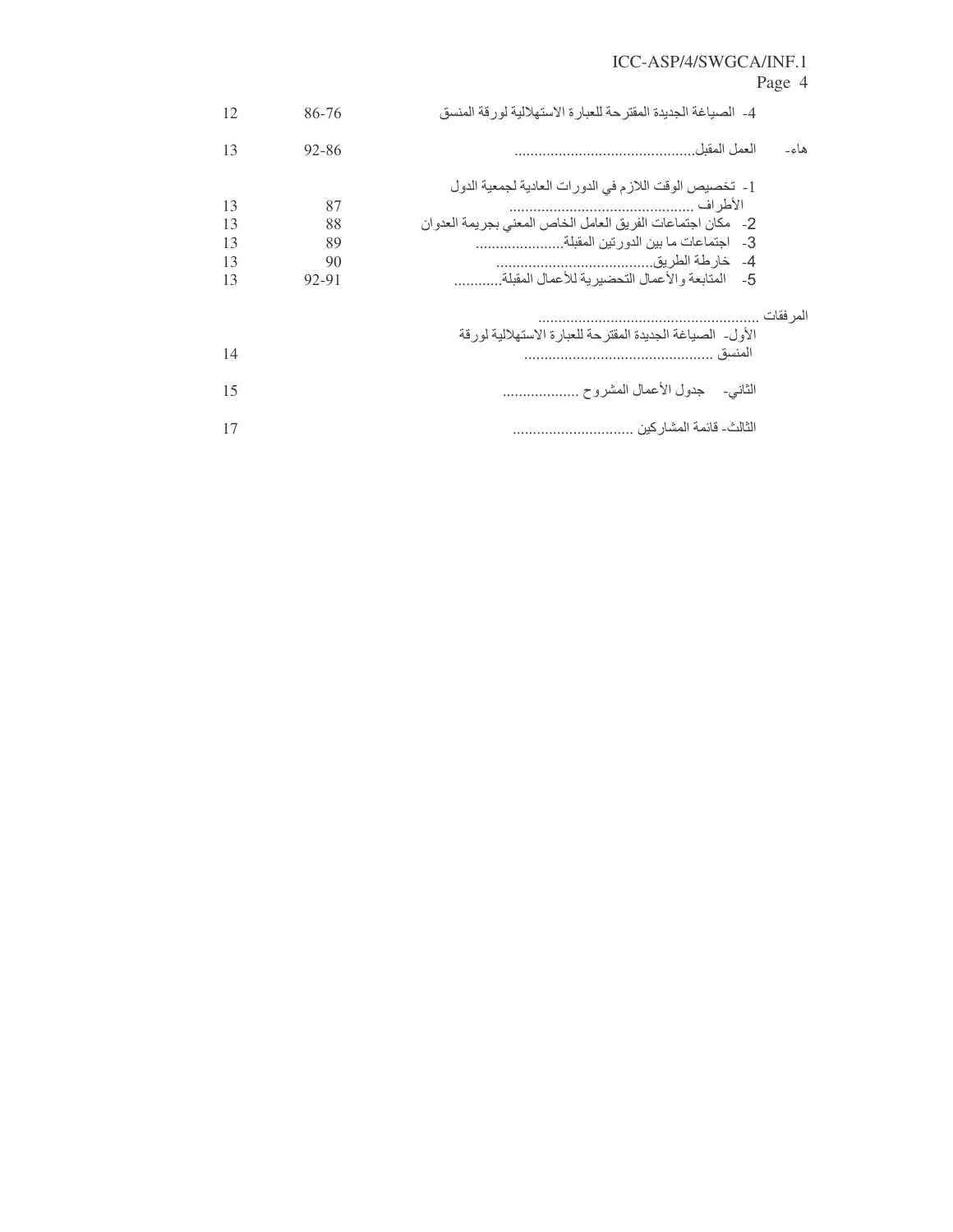| | | |
|---|---|---|
| 4- الصياغة الجديدة المقترحة للعبارة الاستهلالية لورقة المنسق | 86-76 | 12 |
| هاء- العمل المقبل............................................. | 92-86 | 13 |
| 1- تخصيص الوقت اللازم في الدورات العادية لجمعية الدول الأطراف ............................................. | 87 | 13 |
| 2- مكان اجتماعات الفريق العامل الخاص المعني بجريمة العدوان | 88 | 13 |
| 3- اجتماعات ما بين الدورتين المقبلة...................... | 89 | 13 |
| 4- خارطة الطريق...................................... | 90 | 13 |
| 5- المتابعة والأعمال التحضيرية للأعمال المقبلة............ | 92-91 | 13 |
| المرفقات ...................................................... | | |
| الأول- الصياغة الجديدة المقترحة للعبارة الاستهلالية لورقة المنسق .............................................. | | 14 |
| الثاني- جدول الأعمال المشروح ................... | | 15 |
| الثالث- قائمة المشاركين ............................. | | 17 |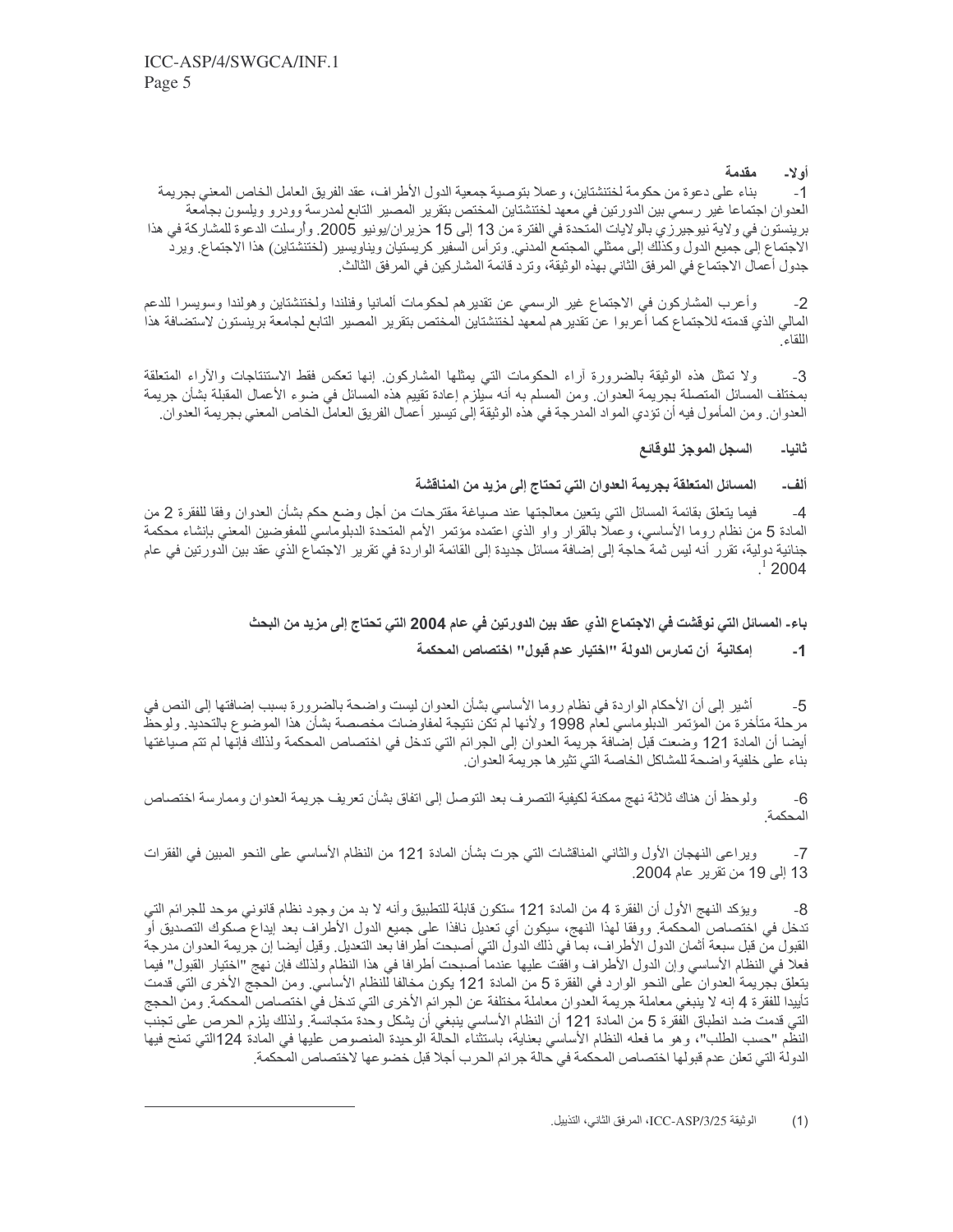## أولا- مقدمة

1- بناء على دعوة من حكومة لختنشتاين، وعملا بتوصية جمعية الدول الأطراف، عقد الفريق العامل الخاص المعني بجريمة العدوان اجتماعا غير رسمي بين الدورتين في معهد لختنشتاين المختص بتقرير المصير التابع لمدرسة وودرو ويلسون بجامعة برينستون في ولاية نيوجيرزي بالولايات المتحدة في الفترة من 13 إلى 15 حزيران/يونيو 2005. وأرسلت الدعوة للمشاركة في هذا الاجتماع إلى جميع الدول وكذلك إلى ممثلي المجتمع المدني. وترأس السفير كريستيان ويناويسير (لختنشتاين) هذا الاجتماع. ويرد جدول أعمال الاجتماع في المرفق الثاني بهذه الوثيقة، وترد قائمة المشاركين في المرفق الثالث.

2- وأعرب المشاركون في الاجتماع غير الرسمي عن تقديرهم لحكومات ألمانيا وفنلندا ولختنشتاين وهولندا وسويسرا للدعم المالي الذي قدمته للاجتماع كما أعربوا عن تقديرهم لمعهد لختنشتاين المختص بتقرير المصير التابع لجامعة برينستون لاستضافة هذا اللقاء.

3- ولا تمثل هذه الوثيقة بالضرورة آراء الحكومات التي يمثلها المشاركون. إنها تعكس فقط الاستنتاجات والآراء المتعلقة بمختلف المسائل المتصلة بجريمة العدوان. ومن المسلم به أنه سيلزم إعادة تقييم هذه المسائل في ضوء الأعمال المقبلة بشأن جريمة العدوان. ومن المأمول فيه أن تؤدي المواد المدرجة في هذه الوثيقة إلى تيسير أعمال الفريق العامل الخاص المعني بجريمة العدوان.

## ثانيا- السجل الموجز للوقائع

### ألف- المسائل المتعلقة بجريمة العدوان التي تحتاج إلى مزيد من المناقشة

4- فيما يتعلق بقائمة المسائل التي يتعين معالجتها عند صياغة مقترحات من أجل وضع حكم بشأن العدوان وفقا للفقرة 2 من المادة 5 من نظام روما الأساسي، وعملا بالقرار واو الذي اعتمده مؤتمر الأمم المتحدة الدبلوماسي للمفوضين المعني بإنشاء محكمة جنائية دولية، تقرر أنه ليس ثمة حاجة إلى إضافة مسائل جديدة إلى القائمة الواردة في تقرير الاجتماع الذي عقد بين الدورتين في عام 2004[1].

### باء- المسائل التي نوقشت في الاجتماع الذي عقد بين الدورتين في عام 2004 التي تحتاج إلى مزيد من البحث

#### 1- إمكانية أن تمارس الدولة "اختيار عدم قبول" اختصاص المحكمة

5- أشير إلى أن الأحكام الواردة في نظام روما الأساسي بشأن العدوان ليست واضحة بالضرورة بسبب إضافتها إلى النص في مرحلة متأخرة من المؤتمر الدبلوماسي لعام 1998 ولأنها لم تكن نتيجة لمفاوضات مخصصة بشأن هذا الموضوع بالتحديد. ولوحظ أيضا أن المادة 121 وضعت قبل إضافة جريمة العدوان إلى الجرائم التي تدخل في اختصاص المحكمة ولذلك فإنها لم تتم صياغتها بناء على خلفية واضحة للمشاكل الخاصة التي تثيرها جريمة العدوان.

6- ولوحظ أن هناك ثلاثة نهج ممكنة لكيفية التصرف بعد التوصل إلى اتفاق بشأن تعريف جريمة العدوان وممارسة اختصاص المحكمة.

7- ويراعي النهجان الأول والثاني المناقشات التي جرت بشأن المادة 121 من النظام الأساسي على النحو المبين في الفقرات 13 إلى 19 من تقرير عام 2004.

8- ويؤكد النهج الأول أن الفقرة 4 من المادة 121 ستكون قابلة للتطبيق وأنه لا بد من وجود نظام قانوني موحد للجرائم التي تدخل في اختصاص المحكمة. ووفقا لهذا النهج، سيكون أي تعديل نافذا على جميع الدول الأطراف بعد إيداع صكوك التصديق أو القبول من قبل سبعة أثمان الدول الأطراف، بما في ذلك الدول التي أصبحت أطرافا بعد التعديل. وقيل أيضا إن جريمة العدوان مدرجة فعلا في النظام الأساسي وإن الدول الأطراف وافقت عليها عندما أصبحت أطرافا في هذا النظام ولذلك فإن نهج "اختيار القبول" فيما يتعلق بجريمة العدوان على النحو الوارد في الفقرة 5 من المادة 121 يكون مخالفا للنظام الأساسي. ومن الحجج الأخرى التي قدمت تأييدا للفقرة 4 إنه لا ينبغي معاملة جريمة العدوان معاملة مختلفة عن الجرائم الأخرى التي تدخل في اختصاص المحكمة. ومن الحجج التي قدمت ضد انطباق الفقرة 5 من المادة 121 أن النظام الأساسي ينبغي أن يشكل وحدة متجانسة. ولذلك يلزم الحرص على تجنب النظم "حسب الطلب"، وهو ما فعله النظام الأساسي بعناية، باستثناء الحالة الوحيدة المنصوص عليها في المادة 124التي تمنح فيها الدولة التي تعلن عدم قبولها اختصاص المحكمة في حالة جرائم الحرب أجلا قبل خضوعها لاختصاص المحكمة.

---

(1) الوثيقة ICC-ASP/3/25، المرفق الثاني، التذييل.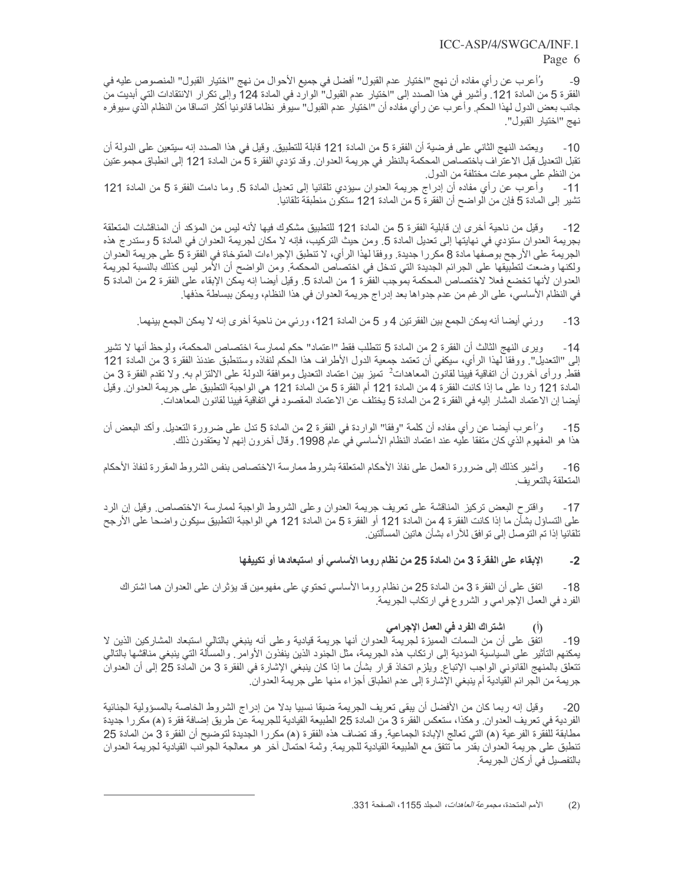9- وأعرب عن رأي مفاده أن نهج "اختيار عدم القبول" أفضل في جميع الأحوال من نهج "اختيار القبول" المنصوص عليه في الفقرة 5 من المادة 121. وأشير في هذا الصدد إلى "اختيار عدم القبول" الوارد في المادة 124 وإلى تكرار الانتقادات التي أبديت من جانب بعض الدول لهذا الحكم. وأعرب عن رأي مفاده أن "اختيار عدم القبول" سيوفر نظاما قانونيا أكثر اتساقا من النظام الذي سيوفره نهج "اختيار القبول".

10- ويعتمد النهج الثاني على فرضية أن الفقرة 5 من المادة 121 قابلة للتطبيق. وقيل في هذا الصدد إنه سيتعين على الدولة أن تقبل التعديل قبل الاعتراف باختصاص المحكمة بالنظر في جريمة العدوان. وقد تؤدي الفقرة 5 من المادة 121 إلى انطباق مجموعتين من النظم على مجموعات مختلفة من الدول.

11- وأعرب عن رأي مفاده أن إدراج جريمة العدوان سيؤدي تلقائيا إلى تعديل المادة 5. وما دامت الفقرة 5 من المادة 121 تشير إلى المادة 5 فإن من الواضح أن الفقرة 5 من المادة 121 ستكون منطبقة تلقائيا.

12- وقيل من ناحية أخرى إن قابلية الفقرة 5 من المادة 121 للتطبيق مشكوك فيها لأنه ليس من المؤكد أن المناقشات المتعلقة بجريمة العدوان ستؤدي في نهايتها إلى تعديل المادة 5. ومن حيث التركيب، فإنه لا مكان لجريمة العدوان في المادة 5 وستدرج هذه الجريمة على الأرجح بوصفها مادة 8 مكررا جديدة. ووفقا لهذا الرأي، لا تنطبق الإجراءات المتوخاة في الفقرة 5 على جريمة العدوان ولكنها وضعت لتطبيقها على الجرائم الجديدة التي تدخل في اختصاص المحكمة. ومن الواضح أن الأمر ليس كذلك بالنسبة لجريمة العدوان لأنها تخضع فعلا لاختصاص المحكمة بموجب الفقرة 1 من المادة 5. وقيل أيضا إنه يمكن الإبقاء على الفقرة 2 من المادة 5 في النظام الأساسي، على الرغم من عدم جدواها بعد إدراج جريمة العدوان في هذا النظام، ويمكن ببساطة حذفها.

13- ورئي أيضا أنه يمكن الجمع بين الفقرتين 4 و 5 من المادة 121، ورئي من ناحية أخرى إنه لا يمكن الجمع بينهما.

14- ويرى النهج الثالث أن الفقرة 2 من المادة 5 تتطلب فقط "اعتماد" حكم لممارسة اختصاص المحكمة، ولوحظ أنها لا تشير إلى "التعديل". ووفقا لهذا الرأي، سيكفي أن تعتمد جمعية الدول الأطراف هذا الحكم لنفاذه وستنطبق عندئذ الفقرة 3 من المادة 121 فقط. ورأى آخرون أن اتفاقية فيينا لقانون المعاهدات[2] تميز بين اعتماد التعديل وموافقة الدولة على الالتزام به. ولا تقدم الفقرة 3 من المادة 121 ردا على ما إذا كانت الفقرة 4 من المادة 121 أم الفقرة 5 من المادة 121 هي الواجبة التطبيق على جريمة العدوان. وقيل أيضا إن الاعتماد المشار إليه في الفقرة 2 من المادة 5 يختلف عن الاعتماد المقصود في اتفاقية فيينا لقانون المعاهدات.

15- وأُعرب أيضا عن رأي مفاده أن كلمة "وفقا" الواردة في الفقرة 2 من المادة 5 تدل على ضرورة التعديل. وأكد البعض أن هذا هو المفهوم الذي كان متفقا عليه عند اعتماد النظام الأساسي في عام 1998. وقال آخرون إنهم لا يعتقدون ذلك.

16- وأشير كذلك إلى ضرورة العمل على نفاذ الأحكام المتعلقة بشروط ممارسة الاختصاص بنفس الشروط المقررة لنفاذ الأحكام المتعلقة بالتعريف.

17- واقترح البعض تركيز المناقشة على تعريف جريمة العدوان وعلى الشروط الواجبة لممارسة الاختصاص. وقيل إن الرد على التساؤل بشأن ما إذا كانت الفقرة 4 من المادة 121 أو الفقرة 5 من المادة 121 هي الواجبة التطبيق سيكون واضحا على الأرجح تلقائيا إذا تم التوصل إلى توافق للآراء بشأن هاتين المسألتين.

### 2- الإبقاء على الفقرة 3 من المادة 25 من نظام روما الأساسي أو استبعادها أو تكييفها

18- اتفق على أن الفقرة 3 من المادة 25 من نظام روما الأساسي تحتوي على مفهومين قد يؤثران على العدوان هما اشتراك الفرد في العمل الإجرامي والشروع في ارتكاب الجريمة.

#### (أ) اشتراك الفرد في العمل الإجرامي

19- اتفق على أن من السمات المميزة لجريمة العدوان أنها جريمة قيادية وعلى أنه ينبغي بالتالي استبعاد المشاركين الذين لا يمكنهم التأثير على السياسية المؤدية إلى ارتكاب هذه الجريمة، مثل الجنود الذين ينفذون الأوامر. والمسألة التي ينبغي مناقشتها بالتالي تتعلق بالمنهج القانوني الواجب الإتباع. ويلزم اتخاذ قرار بشأن ما إذا كان ينبغي الإشارة في الفقرة 3 من المادة 25 إلى أن العدوان جريمة من الجرائم القيادية أم ينبغي الإشارة إلى عدم انطباق أجزاء منها على جريمة العدوان.

20- وقيل إنه ربما كان من الأفضل أن يبقى تعريف الجريمة ضيقا نسبيا بدلا من إدراج الشروط الخاصة بالمسؤولية الجنائية الفردية في تعريف العدوان. وهكذا، ستعكس الفقرة 3 من المادة 25 الطبيعة القيادية للجريمة عن طريق إضافة فقرة (هـ) مكررا جديدة مطابقة للفقرة الفرعية (هـ) التي تعالج الإبادة الجماعية. وقد تضاف هذه الفقرة (هـ) مكررا الجديدة لتوضيح أن الفقرة 3 من المادة 25 تنطبق على جريمة العدوان بقدر ما تتفق مع الطبيعة القيادية للجريمة. وثمة احتمال آخر هو معالجة الجوانب القيادية لجريمة العدوان بالتفصيل في أركان الجريمة.

---

(2) الأمم المتحدة، مجموعة *المعاهدات*، المجلد 1155، الصفحة 331.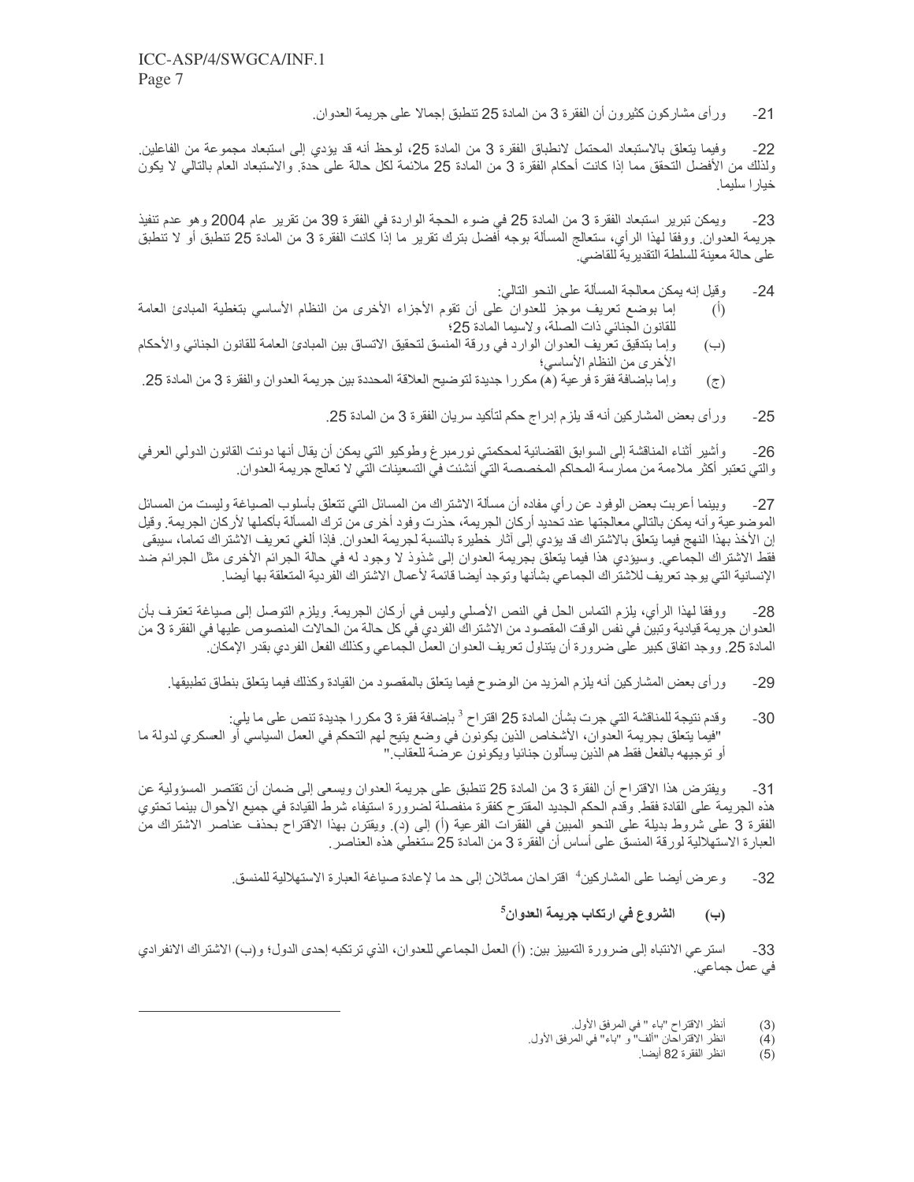21- ورأى مشاركون كثيرون أن الفقرة 3 من المادة 25 تنطبق إجمالا على جريمة العدوان.

22- وفيما يتعلق بالاستبعاد المحتمل لانطباق الفقرة 3 من المادة 25، لوحظ أنه قد يؤدي إلى استبعاد مجموعة من الفاعلين. ولذلك من الأفضل التحقق مما إذا كانت أحكام الفقرة 3 من المادة 25 ملائمة لكل حالة على حدة. والاستبعاد العام بالتالي لا يكون خيارا سليما.

23- ويمكن تبرير استبعاد الفقرة 3 من المادة 25 في ضوء الحجة الواردة في الفقرة 39 من تقرير عام 2004 وهو عدم تنفيذ جريمة العدوان. ووفقا لهذا الرأي، ستعالج المسألة بوجه أفضل بترك تقرير ما إذا كانت الفقرة 3 من المادة 25 تنطبق أو لا تنطبق على حالة معينة للسلطة التقديرية للقاضي.

24- وقيل إنه يمكن معالجة المسألة على النحو التالي:

(أ) إما بوضع تعريف موجز للعدوان على أن تقوم الأجزاء الأخرى من النظام الأساسي بتغطية المبادئ العامة للقانون الجنائي ذات الصلة، ولاسيما المادة 25؛

(ب) وإما بتدقيق تعريف العدوان الوارد في ورقة المنسق لتحقيق الاتساق بين المبادئ العامة للقانون الجنائي والأحكام الأخرى من النظام الأساسي؛

(ج) وإما بإضافة فقرة فرعية (هـ) مكررا جديدة لتوضيح العلاقة المحددة بين جريمة العدوان والفقرة 3 من المادة 25.

25- ورأى بعض المشاركين أنه قد يلزم إدراج حكم لتأكيد سريان الفقرة 3 من المادة 25.

26- وأشير أثناء المناقشة إلى السوابق القضائية لمحكمتي نورمبرغ وطوكيو التي يمكن أن يقال أنها دونت القانون الدولي العرفي والتي تعتبر أكثر ملاءمة من ممارسة المحاكم المخصصة التي أنشئت في التسعينات التي لا تعالج جريمة العدوان.

27- وبينما أعربت بعض الوفود عن رأي مفاده أن مسألة الاشتراك من المسائل التي تتعلق بأسلوب الصياغة وليست من المسائل الموضوعية وأنه يمكن بالتالي معالجتها عند تحديد أركان الجريمة، حذرت وفود أخرى من ترك المسألة بأكملها لأركان الجريمة. وقيل إن الأخذ بهذا النهج فيما يتعلق بالاشتراك قد يؤدي إلى آثار خطيرة بالنسبة لجريمة العدوان. فإذا ألغي تعريف الاشتراك تماما، سيبقى فقط الاشتراك الجماعي. وسيؤدي هذا فيما يتعلق بجريمة العدوان إلى شذوذ لا وجود له في حالة الجرائم الأخرى مثل الجرائم ضد الإنسانية التي يوجد تعريف للاشتراك الجماعي بشأنها وتوجد أيضا قائمة لأعمال الاشتراك الفردية المتعلقة بها أيضا.

28- ووفقا لهذا الرأي، يلزم التماس الحل في النص الأصلي وليس في أركان الجريمة. ويلزم التوصل إلى صياغة تعترف بأن العدوان جريمة قيادية وتبين في نفس الوقت المقصود من الاشتراك الفردي في كل حالة من الحالات المنصوص عليها في الفقرة 3 من المادة 25. ووجد اتفاق كبير على ضرورة أن يتناول تعريف العدوان العمل الجماعي وكذلك الفعل الفردي بقدر الإمكان.

29- ورأى بعض المشاركين أنه يلزم المزيد من الوضوح فيما يتعلق بالمقصود من القيادة وكذلك فيما يتعلق بنطاق تطبيقها.

30- وقدم نتيجة للمناقشة التي جرت بشأن المادة 25 اقتراح [3] بإضافة فقرة 3 مكررا جديدة تنص على ما يلي:

"فيما يتعلق بجريمة العدوان، الأشخاص الذين يكونون في وضع يتيح لهم التحكم في العمل السياسي أو العسكري لدولة ما أو توجيهه بالفعل فقط هم الذين يسألون جنائيا ويكونون عرضة للعقاب."

31- ويفترض هذا الاقتراح أن الفقرة 3 من المادة 25 تنطبق على جريمة العدوان ويسعى إلى ضمان أن تقتصر المسؤولية عن هذه الجريمة على القادة فقط. وقدم الحكم الجديد المقترح كفقرة منفصلة لضرورة استيفاء شرط القيادة في جميع الأحوال بينما تحتوي الفقرة 3 على شروط بديلة على النحو المبين في الفقرات الفرعية (أ) إلى (د). ويقترن بهذا الاقتراح بحذف عناصر الاشتراك من العبارة الاستهلالية لورقة المنسق على أساس أن الفقرة 3 من المادة 25 ستغطي هذه العناصر.

32- وعرض أيضا على المشاركين[4] اقتراحان مماثلان إلى حد ما لإعادة صياغة العبارة الاستهلالية للمنسق.

### (ب) الشروع في ارتكاب جريمة العدوان[5]

33- استرعي الانتباه إلى ضرورة التمييز بين: (أ) العمل الجماعي للعدوان، الذي ترتكبه إحدى الدول؛ و(ب) الاشتراك الانفرادي في عمل جماعي.

---

(3) أنظر الاقتراح "باء" في المرفق الأول.

(4) انظر الاقتراحان "ألف" و "باء" في المرفق الأول.

(5) انظر الفقرة 82 أيضا.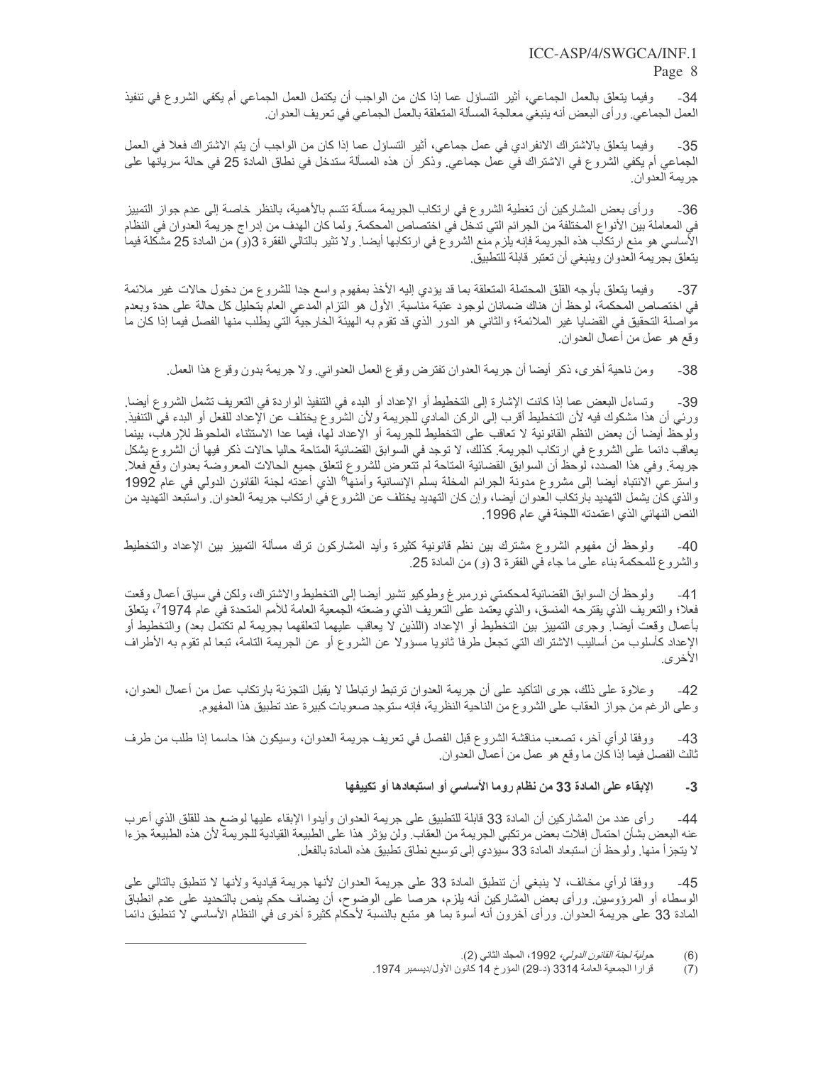34- وفيما يتعلق بالعمل الجماعي، أثير التساؤل عما إذا كان من الواجب أن يكتمل العمل الجماعي أم يكفي الشروع في تنفيذ العمل الجماعي. ورأى البعض أنه ينبغي معالجة المسألة المتعلقة بالعمل الجماعي في تعريف العدوان.

35- وفيما يتعلق بالاشتراك الانفرادي في عمل جماعي، أثير التساؤل عما إذا كان من الواجب أن يتم الاشتراك فعلا في العمل الجماعي أم يكفي الشروع في الاشتراك في عمل جماعي. وذكر أن هذه المسألة ستدخل في نطاق المادة 25 في حالة سريانها على جريمة العدوان.

36- ورأى بعض المشاركين أن تغطية الشروع في ارتكاب الجريمة مسألة تتسم بالأهمية، بالنظر خاصة إلى عدم جواز التمييز في المعاملة بين الأنواع المختلفة من الجرائم التي تدخل في اختصاص المحكمة. ولما كان الهدف من إدراج جريمة العدوان في النظام الأساسي هو منع ارتكاب هذه الجريمة فإنه يلزم منع الشروع في ارتكابها أيضا. ولا تثير بالتالي الفقرة 3(و) من المادة 25 مشكلة فيما يتعلق بجريمة العدوان وينبغي أن تعتبر قابلة للتطبيق.

37- وفيما يتعلق بأوجه القلق المحتملة المتعلقة بما قد يؤدي إليه الأخذ بمفهوم واسع جدا للشروع من دخول حالات غير ملائمة في اختصاص المحكمة، لوحظ أن هناك ضمانان لوجود عتبة مناسبة. الأول هو التزام المدعي العام بتحليل كل حالة على حدة وبعدم مواصلة التحقيق في القضايا غير الملائمة؛ والثاني هو الدور الذي قد تقوم به الهيئة الخارجية التي يطلب منها الفصل فيما إذا كان ما وقع هو عمل من أعمال العدوان.

38- ومن ناحية أخرى، ذكر أيضا أن جريمة العدوان تفترض وقوع العمل العدواني. ولا جريمة بدون وقوع هذا العمل.

39- وتساءل البعض عما إذا كانت الإشارة إلى التخطيط أو الإعداد أو البدء في التنفيذ الواردة في التعريف تشمل الشروع أيضا. ورئي أن هذا مشكوك فيه لأن التخطيط أقرب إلى الركن المادي للجريمة ولأن الشروع يختلف عن الإعداد للفعل أو البدء في التنفيذ. ولوحظ أيضا أن بعض النظم القانونية لا تعاقب على التخطيط للجريمة أو الإعداد لها، فيما عدا الاستثناء الملحوظ للإرهاب، بينما يعاقب دائما على الشروع في ارتكاب الجريمة. كذلك، لا توجد في السوابق القضائية المتاحة حاليا حالات ذكر فيها أن الشروع يشكل جريمة. وفي هذا الصدد، لوحظ أن السوابق القضائية المتاحة لم تتعرض للشروع لتعلق جميع الحالات المعروضة بعدوان وقع فعلا. واسترعي الانتباه أيضا إلى مشروع مدونة الجرائم المخلة بسلم الإنسانية وأمنها[6] الذي أعدته لجنة القانون الدولي في عام 1992 والذي كان يشمل التهديد بارتكاب العدوان أيضا، وإن كان التهديد يختلف عن الشروع في ارتكاب جريمة العدوان. واستبعد التهديد من النص النهائي الذي اعتمدته اللجنة في عام 1996.

40- ولوحظ أن مفهوم الشروع مشترك بين نظم قانونية كثيرة وأيد المشاركون ترك مسألة التمييز بين الإعداد والتخطيط والشروع للمحكمة بناء على ما جاء في الفقرة 3 (و) من المادة 25.

41- ولوحظ أن السوابق القضائية لمحكمتي نورمبرغ وطوكيو تشير أيضا إلى التخطيط والاشتراك، ولكن في سياق أعمال وقعت فعلا؛ والتعريف الذي يقترحه المنسق، والذي يعتمد على التعريف الذي وضعته الجمعية العامة للأمم المتحدة في عام 1974[7]، يتعلق بأعمال وقعت أيضا. وجرى التمييز بين التخطيط أو الإعداد (اللذين لا يعاقب عليهما لتعلقهما بجريمة لم تكتمل بعد) والتخطيط أو الإعداد كأسلوب من أساليب الاشتراك التي تجعل طرفا ثانويا مسؤولا عن الشروع أو عن الجريمة التامة، تبعا لم تقوم به الأطراف الأخرى.

42- وعلاوة على ذلك، جرى التأكيد على أن جريمة العدوان ترتبط ارتباطا لا يقبل التجزئة بارتكاب عمل من أعمال العدوان، وعلى الرغم من جواز العقاب على الشروع من الناحية النظرية، فإنه ستوجد صعوبات كبيرة عند تطبيق هذا المفهوم.

43- ووفقا لرأي آخر، تصعب مناقشة الشروع قبل الفصل في تعريف جريمة العدوان، وسيكون هذا حاسما إذا طلب من طرف ثالث الفصل فيما إذا كان ما وقع هو عمل من أعمال العدوان.

### 3- الإبقاء على المادة 33 من نظام روما الأساسي أو استبعادها أو تكييفها

44- رأى عدد من المشاركين أن المادة 33 قابلة للتطبيق على جريمة العدوان وأيدوا الإبقاء عليها لوضع حد للقلق الذي أعرب عنه البعض بشأن احتمال إفلات بعض مرتكبي الجريمة من العقاب. ولن يؤثر هذا على الطبيعة القيادية للجريمة لأن هذه الطبيعة جزءا لا يتجزأ منها. ولوحظ أن استبعاد المادة 33 سيؤدي إلى توسيع نطاق تطبيق هذه المادة بالفعل.

45- ووفقا لرأي مخالف، لا ينبغي أن تنطبق المادة 33 على جريمة العدوان لأنها جريمة قيادية ولأنها لا تنطبق بالتالي على الوسطاء أو المرؤوسين. ورأى بعض المشاركين أنه يلزم، حرصا على الوضوح، أن يضاف حكم ينص بالتحديد على عدم انطباق المادة 33 على جريمة العدوان. ورأى آخرون أنه أسوة بما هو متبع بالنسبة لأحكام كثيرة أخرى في النظام الأساسي لا تنطبق دائما

---

(6) *حولية لجنة القانون الدولي*، 1992، المجلد الثاني (2).

(7) قرارا الجمعية العامة 3314 (د-29) المؤرخ 14 كانون الأول/ديسمبر 1974.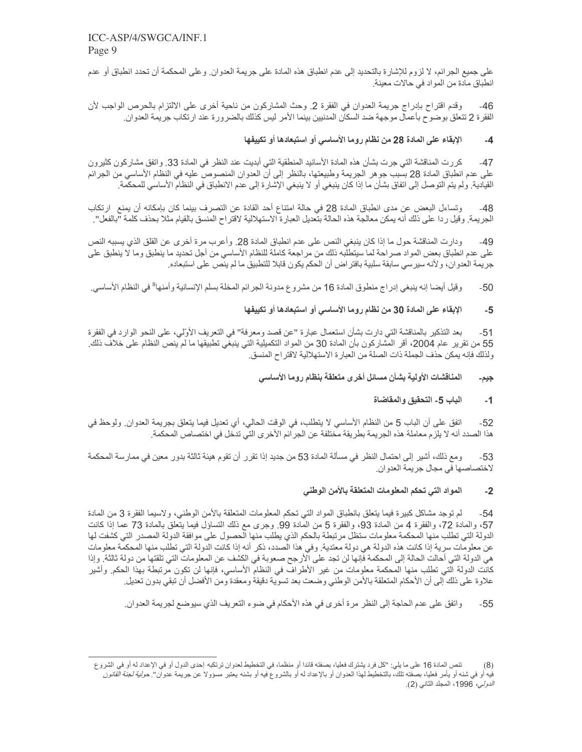على جميع الجرائم، لا لزوم للإشارة بالتحديد إلى عدم انطباق هذه المادة على جريمة العدوان. وعلى المحكمة أن تحدد انطباق أو عدم انطباق مادة من المواد في حالات معينة.

46- وقدم اقتراح بإدراج جريمة العدوان في الفقرة 2. وحث المشاركون من ناحية أخرى على الالتزام بالحرص الواجب لأن الفقرة 2 تتعلق بوضوح بأعمال موجهة ضد السكان المدنيين بينما الأمر ليس كذلك بالضرورة عند ارتكاب جريمة العدوان.

### 4- الإبقاء على المادة 28 من نظام روما الأساسي أو استبعادها أو تكييفها

47- كررت المناقشة التي جرت بشأن هذه المادة الأسانيد المنطقية التي أبديت عند النظر في المادة 33. واتفق مشاركون كثيرون على عدم انطباق المادة 28 بسبب جوهر الجريمة وطبيعتها، بالنظر إلى أن العدوان المنصوص عليه في النظام الأساسي من الجرائم القيادية. ولم يتم التوصل إلى اتفاق بشأن ما إذا كان ينبغي أو لا ينبغي الإشارة إلى عدم الانطباق في النظام الأساسي للمحكمة.

48- وتساءل البعض عن مدى انطباق المادة 28 في حالة امتناع أحد القادة عن التصرف بينما كان بإمكانه أن يمنع ارتكاب الجريمة. وقيل ردا على ذلك أنه يمكن معالجة هذه الحالة بتعديل العبارة الاستهلالية لاقتراح المنسق بالقيام مثلا بحذف كلمة "بالفعل".

49- ودارت المناقشة حول ما إذا كان ينبغي النص على عدم انطباق المادة 28. وأعرب مرة أخرى عن القلق الذي يسببه النص على عدم انطباق بعض المواد صراحة لما سيتطلبه ذلك من مراجعة كاملة للنظام الأساسي من أجل تحديد ما ينطبق وما لا ينطبق على جريمة العدوان، ولأنه سيرسي سابقة سلبية بافتراض أن الحكم يكون قابلا للتطبيق ما لم ينص على استبعاده.

50- وقيل أيضا إنه ينبغي إدراج منطوق المادة 16 من مشروع مدونة الجرائم المخلة بسلم الإنسانية وأمنها[8] في النظام الأساسي.

### 5- الإبقاء على المادة 30 من نظام روما الأساسي أو استبعادها أو تكييفها

51- بعد التذكير بالمناقشة التي دارت بشأن استعمال عبارة "عن قصد ومعرفة" في التعريف الأوّلي، على النحو الوارد في الفقرة 55 من تقرير عام 2004، أقر المشاركون بأن المادة 30 من المواد التكميلية التي ينبغي تطبيقها ما لم ينص النظام على خلاف ذلك. ولذلك فإنه يمكن حذف الجملة ذات الصلة من العبارة الاستهلالية لاقتراح المنسق.

## جيم- المناقشات الأولية بشأن مسائل أخرى متعلقة بنظام روما الأساسي

### 1- الباب 5- التحقيق والمقاضاة

52- اتفق على أن الباب 5 من النظام الأساسي لا يتطلب، في الوقت الحالي، أي تعديل فيما يتعلق بجريمة العدوان. ولوحظ في هذا الصدد أنه لا يلزم معاملة هذه الجريمة بطريقة مختلفة عن الجرائم الأخرى التي تدخل في اختصاص المحكمة.

53- ومع ذلك، أشير إلى احتمال النظر في مسألة المادة 53 من جديد إذا تقرر أن تقوم هيئة ثالثة بدور معين في ممارسة المحكمة لاختصاصها في مجال جريمة العدوان.

### 2- المواد التي تحكم المعلومات المتعلقة بالأمن الوطني

54- لم توجد مشاكل كبيرة فيما يتعلق بانطباق المواد التي تحكم المعلومات المتعلقة بالأمن الوطني، ولاسيما الفقرة 3 من المادة 57، والمادة 72، والفقرة 4 من المادة 93، والفقرة 5 من المادة 99. وجرى مع ذلك التساؤل فيما يتعلق بالمادة 73 عما إذا كانت الدولة التي تطلب منها المحكمة معلومات ستظل مرتبطة بالحكم الذي يطلب منها الحصول على موافقة الدولة المصدر التي كشفت لها عن معلومات سرية إذا كانت هذه الدولة هي دولة معتدية. وفي هذا الصدد، ذكر أنه إذا كانت الدولة التي تطلب منها المحكمة معلومات هي الدولة التي أحالت الحالة إلى المحكمة فإنها لن تجد على الأرجح صعوبة في الكشف عن المعلومات التي تلقتها من دولة ثالثة. وإذا كانت الدولة التي تطلب منها المحكمة معلومات من غير الأطراف في النظام الأساسي، فإنها لن تكون مرتبطة بهذا الحكم. وأشير علاوة على ذلك إلى أن الأحكام المتعلقة بالأمن الوطني وضعت بعد تسوية دقيقة ومعقدة ومن الأفضل أن تبقى بدون تعديل.

55- واتفق على عدم الحاجة إلى النظر مرة أخرى في هذه الأحكام في ضوء التعريف الذي سيوضع لجريمة العدوان.

---

(8) تنص المادة 16 على ما يلي: "كل فرد يشترك فعليا، بصفته قائدا أو منظما، في التخطيط لعدوان ترتكبه إحدى الدول أو في الإعداد له أو في الشروع فيه أو في شنه أو يأمر فعليا، بصفته تلك، بالتخطيط لهذا العدوان أو بالإعداد له أو بالشروع فيه أو بشنه يعتبر مسؤولا عن جريمة عدوان". *حولية لجنة القانون الدولي*، 1996، المجلد الثاني (2).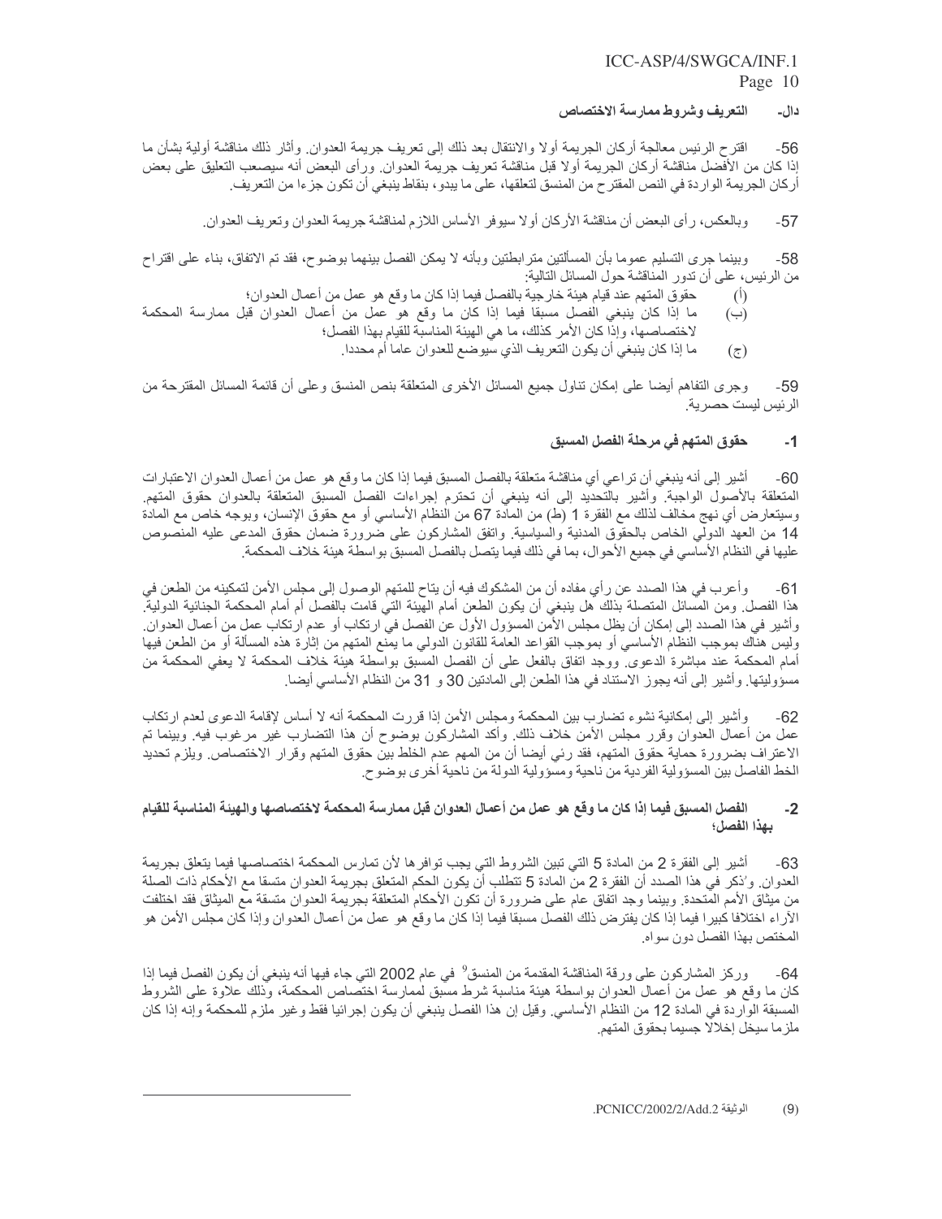## دال- التعريف وشروط ممارسة الاختصاص

56- اقترح الرئيس معالجة أركان الجريمة أولا والانتقال بعد ذلك إلى تعريف جريمة العدوان. وأثار ذلك مناقشة أولية بشأن ما إذا كان من الأفضل مناقشة أركان الجريمة أولا قبل مناقشة تعريف جريمة العدوان. ورأى البعض أنه سيصعب التعليق على بعض أركان الجريمة الواردة في النص المقترح من المنسق لتعلقها، على ما يبدو، بنقاط ينبغي أن تكون جزءا من التعريف.

57- وبالعكس، رأى البعض أن مناقشة الأركان أولا سيوفر الأساس اللازم لمناقشة جريمة العدوان وتعريف العدوان.

58- وبينما جرى التسليم عموما بأن المسألتين مترابطتين وبأنه لا يمكن الفصل بينهما بوضوح، فقد تم الاتفاق، بناء على اقتراح من الرئيس، على أن تدور المناقشة حول المسائل التالية:

(أ) حقوق المتهم عند قيام هيئة خارجية بالفصل فيما إذا كان ما وقع هو عمل من أعمال العدوان؛

(ب) ما إذا كان ينبغي الفصل مسبقا فيما إذا كان ما وقع هو عمل من أعمال العدوان قبل ممارسة المحكمة لاختصاصها، وإذا كان الأمر كذلك، ما هي الهيئة المناسبة للقيام بهذا الفصل؛

(ج) ما إذا كان ينبغي أن يكون التعريف الذي سيوضع للعدوان عاما أم محددا.

59- وجرى التفاهم أيضا على إمكان تناول جميع المسائل الأخرى المتعلقة بنص المنسق وعلى أن قائمة المسائل المقترحة من الرئيس ليست حصرية.

### 1- حقوق المتهم في مرحلة الفصل المسبق

60- أشير إلى أنه ينبغي أن تراعي أي مناقشة متعلقة بالفصل المسبق فيما إذا كان ما وقع هو عمل من أعمال العدوان الاعتبارات المتعلقة بالأصول الواجبة. وأشير بالتحديد إلى أنه ينبغي أن تحترم إجراءات الفصل المسبق المتعلقة بالعدوان حقوق المتهم. وسيتعارض أي نهج مخالف لذلك مع الفقرة 1 (ط) من المادة 67 من النظام الأساسي أو مع حقوق الإنسان، وبوجه خاص مع المادة 14 من العهد الدولي الخاص بالحقوق المدنية والسياسية. واتفق المشاركون على ضرورة ضمان حقوق المدعى عليه المنصوص عليها في النظام الأساسي في جميع الأحوال، بما في ذلك فيما يتصل بالفصل المسبق بواسطة هيئة خلاف المحكمة.

61- وأعرب في هذا الصدد عن رأي مفاده أن من المشكوك فيه أن يتاح للمتهم الوصول إلى مجلس الأمن لتمكينه من الطعن في هذا الفصل. ومن المسائل المتصلة بذلك هل ينبغي أن يكون الطعن أمام الهيئة التي قامت بالفصل أم أمام المحكمة الجنائية الدولية. وأشير في هذا الصدد إلى إمكان أن يظل مجلس الأمن المسؤول الأول عن الفصل في ارتكاب أو عدم ارتكاب عمل من أعمال العدوان. وليس هناك بموجب النظام الأساسي أو بموجب القواعد العامة للقانون الدولي ما يمنع المتهم من إثارة هذه المسألة أو من الطعن فيها أمام المحكمة عند مباشرة الدعوى. ووجد اتفاق بالفعل على أن الفصل المسبق بواسطة هيئة خلاف المحكمة لا يعفي المحكمة من مسؤوليتها. وأشير إلى أنه يجوز الاستناد في هذا الطعن إلى المادتين 30 و 31 من النظام الأساسي أيضا.

62- وأشير إلى إمكانية نشوء تضارب بين المحكمة ومجلس الأمن إذا قررت المحكمة أنه لا أساس لإقامة الدعوى لعدم ارتكاب عمل من أعمال العدوان وقرر مجلس الأمن خلاف ذلك. وأكد المشاركون بوضوح أن هذا التضارب غير مرغوب فيه. وبينما تم الاعتراف بضرورة حماية حقوق المتهم، فقد رئي أيضا أن من المهم عدم الخلط بين حقوق المتهم وقرار الاختصاص. ويلزم تحديد الخط الفاصل بين المسؤولية الفردية من ناحية ومسؤولية الدولة من ناحية أخرى بوضوح.

### 2- الفصل المسبق فيما إذا كان ما وقع هو عمل من أعمال العدوان قبل ممارسة المحكمة لاختصاصها والهيئة المناسبة للقيام بهذا الفصل؛

63- أشير إلى الفقرة 2 من المادة 5 التي تبين الشروط التي يجب توافرها لأن تمارس المحكمة اختصاصها فيما يتعلق بجريمة العدوان. وذُكر في هذا الصدد أن الفقرة 2 من المادة 5 تتطلب أن يكون الحكم المتعلق بجريمة العدوان متسقا مع الأحكام ذات الصلة من ميثاق الأمم المتحدة. وبينما وجد اتفاق عام على ضرورة أن تكون الأحكام المتعلقة بجريمة العدوان متسقة مع الميثاق فقد اختلفت الآراء اختلافا كبيرا فيما إذا كان يفترض ذلك الفصل مسبقا فيما إذا كان ما وقع هو عمل من أعمال العدوان وإذا كان مجلس الأمن هو المختص بهذا الفصل دون سواه.

64- وركز المشاركون على ورقة المناقشة المقدمة من المنسق[9] في عام 2002 التي جاء فيها أنه ينبغي أن يكون الفصل فيما إذا كان ما وقع هو عمل من أعمال العدوان بواسطة هيئة مناسبة شرط مسبق لممارسة اختصاص المحكمة، وذلك علاوة على الشروط المسبقة الواردة في المادة 12 من النظام الأساسي. وقيل إن هذا الفصل ينبغي أن يكون إجرائيا فقط وغير ملزم للمحكمة وإنه إذا كان ملزما سيخل إخلالا جسيما بحقوق المتهم.

---

(9) الوثيقة PCNICC/2002/2/Add.2.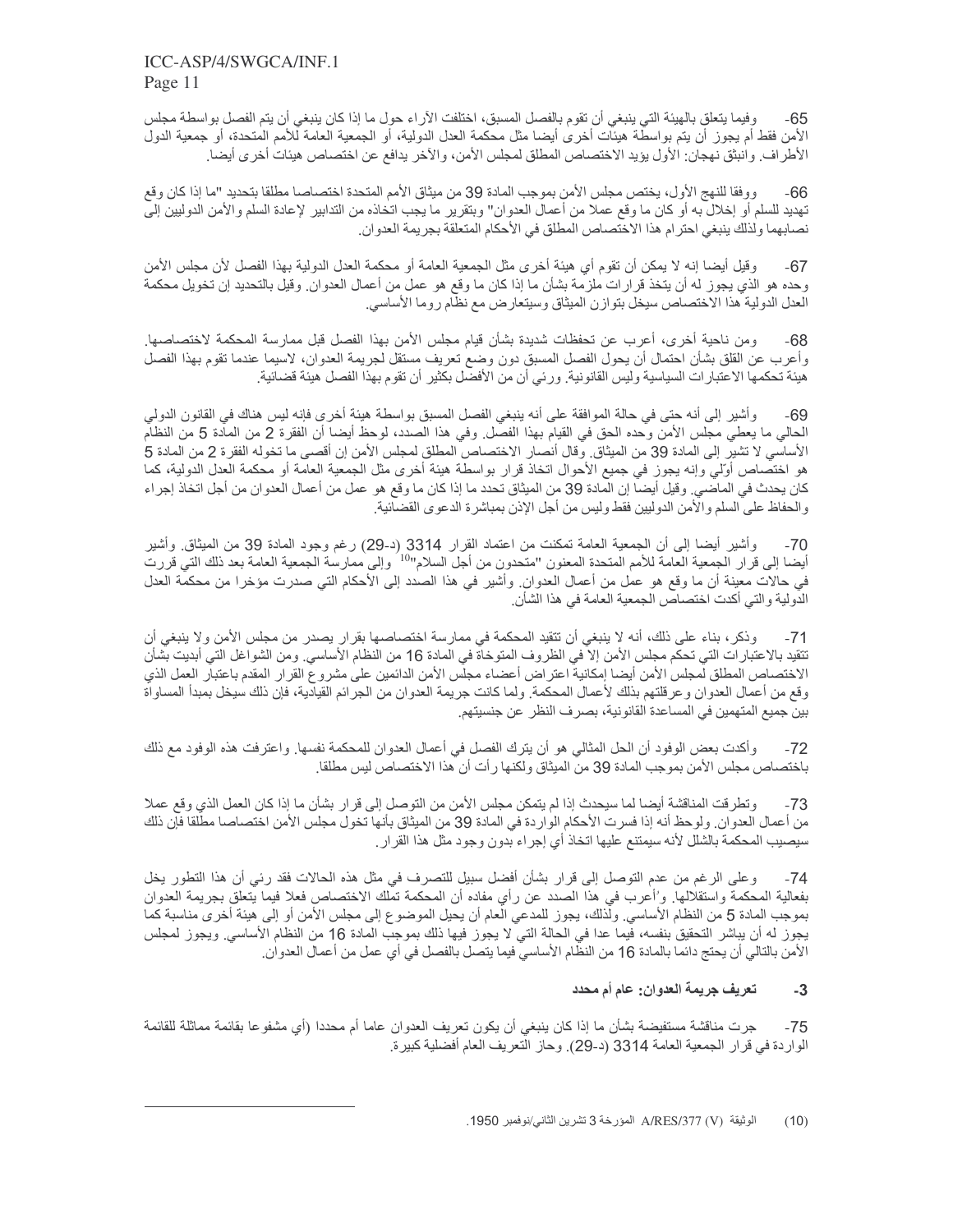65- وفيما يتعلق بالهيئة التي ينبغي أن تقوم بالفصل المسبق، اختلفت الآراء حول ما إذا كان ينبغي أن يتم الفصل بواسطة مجلس الأمن فقط أم يجوز أن يتم بواسطة هيئات أخرى أيضا مثل محكمة العدل الدولية، أو الجمعية العامة للأمم المتحدة، أو جمعية الدول الأطراف. وانبثق نهجان: الأول يؤيد الاختصاص المطلق لمجلس الأمن، والآخر يدافع عن اختصاص هيئات أخرى أيضا.

66- ووفقا للنهج الأول، يختص مجلس الأمن بموجب المادة 39 من ميثاق الأمم المتحدة اختصاصا مطلقا بتحديد "ما إذا كان وقع تهديد للسلم أو إخلال به أو كان ما وقع عملا من أعمال العدوان" وبتقرير ما يجب اتخاذه من التدابير لإعادة السلم والأمن الدوليين إلى نصابهما ولذلك ينبغي احترام هذا الاختصاص المطلق في الأحكام المتعلقة بجريمة العدوان.

67- وقيل أيضا إنه لا يمكن أن تقوم أي هيئة أخرى مثل الجمعية العامة أو محكمة العدل الدولية بهذا الفصل لأن مجلس الأمن وحده هو الذي يجوز له أن يتخذ قرارات ملزمة بشأن ما إذا كان ما وقع هو عمل من أعمال العدوان. وقيل بالتحديد إن تخويل محكمة العدل الدولية هذا الاختصاص سيخل بتوازن الميثاق وسيتعارض مع نظام روما الأساسي.

68- ومن ناحية أخرى، أعرب عن تحفظات شديدة بشأن قيام مجلس الأمن بهذا الفصل قبل ممارسة المحكمة لاختصاصها. وأعرب عن القلق بشأن احتمال أن يحول الفصل المسبق دون وضع تعريف مستقل لجريمة العدوان، لاسيما عندما تقوم بهذا الفصل هيئة تحكمها الاعتبارات السياسية وليس القانونية. ورئي أن من الأفضل بكثير أن تقوم بهذا الفصل هيئة قضائية.

69- وأشير إلى أنه حتى في حالة الموافقة على أنه ينبغي الفصل المسبق بواسطة هيئة أخرى فإنه ليس هناك في القانون الدولي الحالي ما يعطي مجلس الأمن وحده الحق في القيام بهذا الفصل. وفي هذا الصدد، لوحظ أيضا أن الفقرة 2 من المادة 5 من النظام الأساسي لا تشير إلى المادة 39 من الميثاق. وقال أنصار الاختصاص المطلق لمجلس الأمن إن أقصى ما تخوله الفقرة 2 من المادة 5 هو اختصاص أوّلي وإنه يجوز في جميع الأحوال اتخاذ قرار بواسطة هيئة أخرى مثل الجمعية العامة أو محكمة العدل الدولية، كما كان يحدث في الماضي. وقيل أيضا إن المادة 39 من الميثاق تحدد ما إذا كان ما وقع هو عمل من أعمال العدوان من أجل اتخاذ إجراء والحفاظ على السلم والأمن الدوليين فقط وليس من أجل الإذن بمباشرة الدعوى القضائية.

70- وأشير أيضا إلى أن الجمعية العامة تمكنت من اعتماد القرار 3314 (د-29) رغم وجود المادة 39 من الميثاق. وأشير أيضا إلى قرار الجمعية العامة للأمم المتحدة المعنون "متحدون من أجل السلام"[10] وإلى ممارسة الجمعية العامة بعد ذلك التي قررت في حالات معينة أن ما وقع هو عمل من أعمال العدوان. وأشير في هذا الصدد إلى الأحكام التي صدرت مؤخرا من محكمة العدل الدولية والتي أكدت اختصاص الجمعية العامة في هذا الشأن.

71- وذكر، بناء على ذلك، أنه لا ينبغي أن تتقيد المحكمة في ممارسة اختصاصها بقرار يصدر من مجلس الأمن ولا ينبغي أن تتقيد بالاعتبارات التي تحكم مجلس الأمن إلا في الظروف المتوخاة في المادة 16 من النظام الأساسي. ومن الشواغل التي أبديت بشأن الاختصاص المطلق لمجلس الأمن أيضا إمكانية اعتراض أعضاء مجلس الأمن الدائمين على مشروع القرار المقدم باعتبار العمل الذي وقع من أعمال العدوان وعرقلتهم بذلك لأعمال المحكمة. ولما كانت جريمة العدوان من الجرائم القيادية، فإن ذلك سيخل بمبدأ المساواة بين جميع المتهمين في المساعدة القانونية، بصرف النظر عن جنسيتهم.

72- وأكدت بعض الوفود أن الحل المثالي هو أن يترك الفصل في أعمال العدوان للمحكمة نفسها. واعترفت هذه الوفود مع ذلك باختصاص مجلس الأمن بموجب المادة 39 من الميثاق ولكنها رأت أن هذا الاختصاص ليس مطلقا.

73- وتطرقت المناقشة أيضا لما سيحدث إذا لم يتمكن مجلس الأمن من التوصل إلى قرار بشأن ما إذا كان العمل الذي وقع عملا من أعمال العدوان. ولوحظ أنه إذا فسرت الأحكام الواردة في المادة 39 من الميثاق بأنها تخول مجلس الأمن اختصاصا مطلقا فإن ذلك سيصيب المحكمة بالشلل لأنه سيمتنع عليها اتخاذ أي إجراء بدون وجود مثل هذا القرار.

74- وعلى الرغم من عدم التوصل إلى قرار بشأن أفضل سبيل للتصرف في مثل هذه الحالات فقد رئي أن هذا التطور يخل بفعالية المحكمة واستقلالها. وأُعرب في هذا الصدد عن رأي مفاده أن المحكمة تملك الاختصاص فعلا فيما يتعلق بجريمة العدوان بموجب المادة 5 من النظام الأساسي. ولذلك، يجوز للمدعي العام أن يحيل الموضوع إلى مجلس الأمن أو إلى هيئة أخرى مناسبة كما يجوز له أن يباشر التحقيق بنفسه، فيما عدا في الحالة التي لا يجوز فيها ذلك بموجب المادة 16 من النظام الأساسي. ويجوز لمجلس الأمن بالتالي أن يحتج دائما بالمادة 16 من النظام الأساسي فيما يتصل بالفصل في أي عمل من أعمال العدوان.

### 3- تعريف جريمة العدوان: عام أم محدد

75- جرت مناقشة مستفيضة بشأن ما إذا كان ينبغي أن يكون تعريف العدوان عاما أم محددا (أي مشفوعا بقائمة مماثلة للقائمة الواردة في قرار الجمعية العامة 3314 (د-29). وحاز التعريف العام أفضلية كبيرة.

---

(10) الوثيقة A/RES/377 (V) المؤرخة 3 تشرين الثاني/نوفمبر 1950.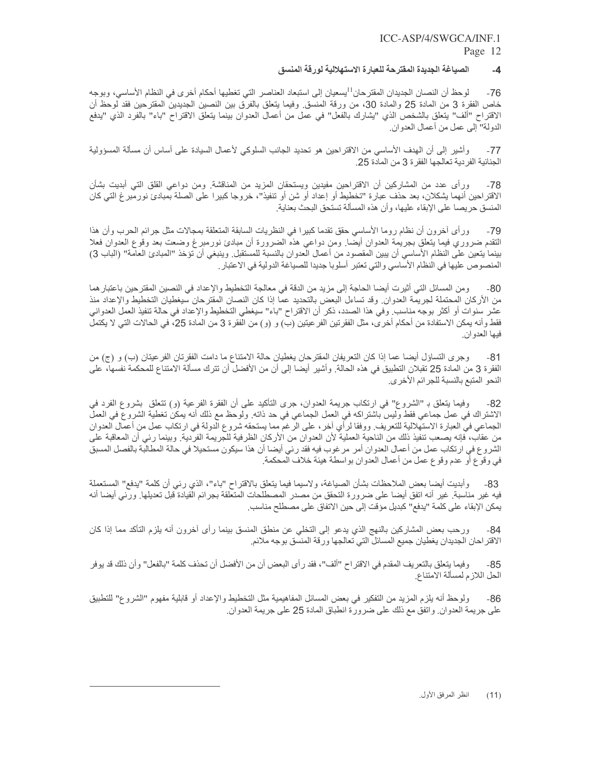### 4- الصياغة الجديدة المقترحة للعبارة الاستهلالية لورقة المنسق

76- لوحظ أن النصان الجديدان المقترحان[11] يسعيان إلى استبعاد العناصر التي تغطيها أحكام أخرى في النظام الأساسي، وبوجه خاص الفقرة 3 من المادة 25 والمادة 30، من ورقة المنسق. وفيما يتعلق بالفرق بين النصين الجديدين المقترحين فقد لوحظ أن الاقتراح "ألف" يتعلق بالشخص الذي "يشارك بالفعل" في عمل من أعمال العدوان بينما يتعلق الاقتراح "باء" بالفرد الذي "يدفع الدولة" إلى عمل من أعمال العدوان.

77- وأشير إلى أن الهدف الأساسي من الاقتراحين هو تحديد الجانب السلوكي لأعمال السيادة على أساس أن مسألة المسؤولية الجنائية الفردية تعالجها الفقرة 3 من المادة 25.

78- ورأى عدد من المشاركين أن الاقتراحين مفيدين ويستحقان المزيد من المناقشة. ومن دواعي القلق التي أبديت بشأن الاقتراحين أنهما يشكلان، بعد حذف عبارة "تخطيط أو إعداد أو شن أو تنفيذ"، خروجا كبيرا على الصلة بمبادئ نورمبرغ التي كان المنسق حريصا على الإبقاء عليها، وأن هذه المسألة تستحق البحث بعناية.

79- ورأى آخرون أن نظام روما الأساسي حقق تقدما كبيرا في النظريات السابقة المتعلقة بمجالات مثل جرائم الحرب وأن هذا التقدم ضروري فيما يتعلق بجريمة العدوان أيضا. ومن دواعي هذه الضرورة أن مبادئ نورمبرغ وضعت بعد وقوع العدوان فعلا بينما يتعين على النظام الأساسي أن يبين المقصود من أعمال العدوان بالنسبة للمستقبل. وينبغي أن تؤخذ "المبادئ العامة" (الباب 3) المنصوص عليها في النظام الأساسي والتي تعتبر أسلوبا جديدا للصياغة الدولية في الاعتبار.

80- ومن المسائل التي أثيرت أيضا الحاجة إلى مزيد من الدقة في معالجة التخطيط والإعداد في النصين المقترحين باعتبارهما من الأركان المحتملة لجريمة العدوان. وقد تساءل البعض بالتحديد عما إذا كان النصان المقترحان سيغطيان التخطيط والإعداد منذ عشر سنوات أو أكثر بوجه مناسب. وفي هذا الصدد، ذكر أن الاقتراح "باء" سيغطي التخطيط والإعداد في حالة تنفيذ العمل العدواني فقط وأنه يمكن الاستفادة من أحكام أخرى، مثل الفقرتين الفرعيتين (ب) و (و) من الفقرة 3 من المادة 25، في الحالات التي لا يكتمل فيها العدوان.

81- وجرى التساؤل أيضا عما إذا كان التعريفان المقترحان يغطيان حالة الامتناع ما دامت الفقرتان الفرعيتان (ب) و (ج) من الفقرة 3 من المادة 25 تقبلان التطبيق في هذه الحالة. وأشير أيضا إلى أن من الأفضل أن تترك مسألة الامتناع للمحكمة نفسها، على النحو المتبع بالنسبة للجرائم الأخرى.

82- وفيما يتعلق بـ "الشروع" في ارتكاب جريمة العدوان، جرى التأكيد على أن الفقرة الفرعية (و) تتعلق بشروع الفرد في الاشتراك في عمل جماعي فقط وليس باشتراكه في العمل الجماعي في حد ذاته. ولوحظ مع ذلك أنه يمكن تغطية الشروع في العمل الجماعي في العبارة الاستهلالية للتعريف. ووفقا لرأي آخر، على الرغم مما يستحقه شروع الدولة في ارتكاب عمل من أعمال العدوان من عقاب، فإنه يصعب تنفيذ ذلك من الناحية العملية لأن العدوان من الأركان الظرفية للجريمة الفردية. وبينما رئي أن المعاقبة على الشروع في ارتكاب عمل من أعمال العدوان أمر مرغوب فيه فقد رئي أيضا أن هذا سيكون مستحيلا في حالة المطالبة بالفصل المسبق في وقوع أو عدم وقوع عمل من أعمال العدوان بواسطة هيئة خلاف المحكمة.

83- وأبديت أيضا بعض الملاحظات بشأن الصياغة، ولاسيما فيما يتعلق بالاقتراح "باء"، الذي رئي أن كلمة "يدفع" المستعملة فيه غير مناسبة. غير أنه اتفق أيضا على ضرورة التحقق من مصدر المصطلحات المتعلقة بجرائم القيادة قبل تعديلها. ورئي أيضا أنه يمكن الإبقاء على كلمة "يدفع" كبديل مؤقت إلى حين الاتفاق على مصطلح مناسب.

84- ورحب بعض المشاركين بالنهج الذي يدعو إلى التخلي عن منطق المنسق بينما رأى آخرون أنه يلزم التأكد مما إذا كان الاقتراحان الجديدان يغطيان جميع المسائل التي تعالجها ورقة المنسق بوجه ملائم.

85- وفيما يتعلق بالتعريف المقدم في الاقتراح "ألف"، فقد رأى البعض أن من الأفضل أن تحذف كلمة "بالفعل" وأن ذلك قد يوفر الحل اللازم لمسألة الامتناع.

86- ولوحظ أنه يلزم المزيد من التفكير في بعض المسائل المفاهيمية مثل التخطيط والإعداد أو قابلية مفهوم "الشروع" للتطبيق على جريمة العدوان. واتفق مع ذلك على ضرورة انطباق المادة 25 على جريمة العدوان.

---

(11) انظر المرفق الأول.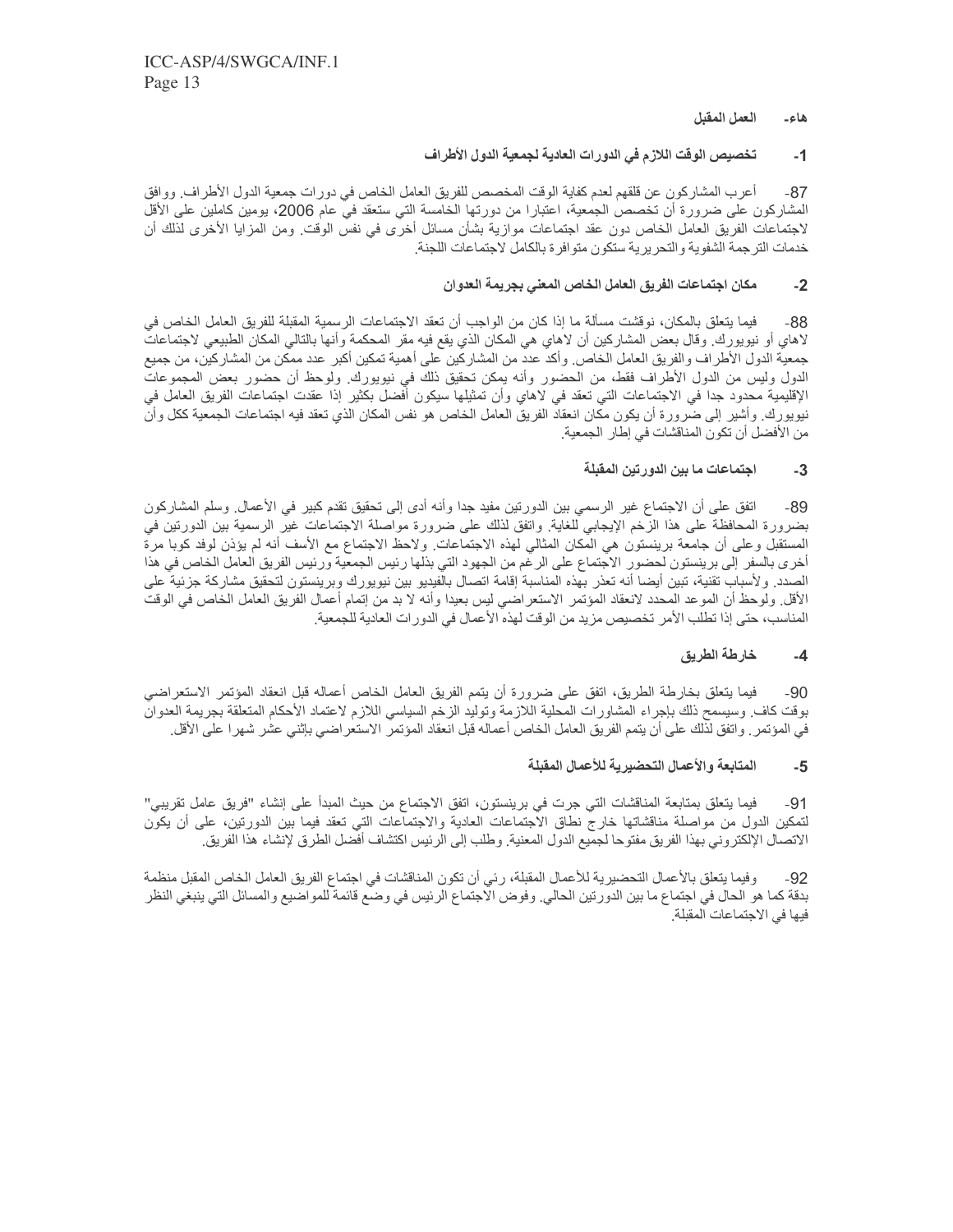## هاء- العمل المقبل

### 1- تخصيص الوقت اللازم في الدورات العادية لجمعية الدول الأطراف

87- أعرب المشاركون عن قلقهم لعدم كفاية الوقت المخصص للفريق العامل الخاص في دورات جمعية الدول الأطراف. ووافق المشاركون على ضرورة أن تخصص الجمعية، اعتبارا من دورتها الخامسة التي ستعقد في عام 2006، يومين كاملين على الأقل لاجتماعات الفريق العامل الخاص دون عقد اجتماعات موازية بشأن مسائل أخرى في نفس الوقت. ومن المزايا الأخرى لذلك أن خدمات الترجمة الشفوية والتحريرية ستكون متوافرة بالكامل لاجتماعات اللجنة.

### 2- مكان اجتماعات الفريق العامل الخاص المعني بجريمة العدوان

88- فيما يتعلق بالمكان، نوقشت مسألة ما إذا كان من الواجب أن تعقد الاجتماعات الرسمية المقبلة للفريق العامل الخاص في لاهاي أو نيويورك. وقال بعض المشاركين أن لاهاي هي المكان الذي يقع فيه مقر المحكمة وأنها بالتالي المكان الطبيعي لاجتماعات جمعية الدول الأطراف والفريق العامل الخاص. وأكد عدد من المشاركين على أهمية تمكين أكبر عدد ممكن من المشاركين، من جميع الدول وليس من الدول الأطراف فقط، من الحضور وأنه يمكن تحقيق ذلك في نيويورك. ولوحظ أن حضور بعض المجموعات الإقليمية محدود جدا في الاجتماعات التي تعقد في لاهاي وأن تمثيلها سيكون أفضل بكثير إذا عقدت اجتماعات الفريق العامل في نيويورك. وأشير إلى ضرورة أن يكون مكان انعقاد الفريق العامل الخاص هو نفس المكان الذي تعقد فيه اجتماعات الجمعية ككل وأن من الأفضل أن تكون المناقشات في إطار الجمعية.

### 3- اجتماعات ما بين الدورتين المقبلة

89- اتفق على أن الاجتماع غير الرسمي بين الدورتين مفيد جدا وأنه أدى إلى تحقيق تقدم كبير في الأعمال. وسلم المشاركون بضرورة المحافظة على هذا الزخم الإيجابي للغاية. واتفق لذلك على ضرورة مواصلة الاجتماعات غير الرسمية بين الدورتين في المستقبل وعلى أن جامعة برينستون هي المكان المثالي لهذه الاجتماعات. ولاحظ الاجتماع مع الأسف أنه لم يؤذن لوفد كوبا مرة أخرى بالسفر إلى برينستون لحضور الاجتماع على الرغم من الجهود التي بذلها رئيس الجمعية ورئيس الفريق العامل الخاص في هذا الصدد. ولأسباب تقنية، تبين أيضا أنه تعذر بهذه المناسبة إقامة اتصال بالفيديو بين نيويورك وبرينستون لتحقيق مشاركة جزئية على الأقل. ولوحظ أن الموعد المحدد لانعقاد المؤتمر الاستعراضي ليس بعيدا وأنه لا بد من إتمام أعمال الفريق العامل الخاص في الوقت المناسب، حتى إذا تطلب الأمر تخصيص مزيد من الوقت لهذه الأعمال في الدورات العادية للجمعية.

### 4- خارطة الطريق

90- فيما يتعلق بخارطة الطريق، اتفق على ضرورة أن يتمم الفريق العامل الخاص أعماله قبل انعقاد المؤتمر الاستعراضي بوقت كاف. وسيسمح ذلك بإجراء المشاورات المحلية اللازمة وتوليد الزخم السياسي اللازم لاعتماد الأحكام المتعلقة بجريمة العدوان في المؤتمر. واتفق لذلك على أن يتمم الفريق العامل الخاص أعماله قبل انعقاد المؤتمر الاستعراضي بإثني عشر شهرا على الأقل.

### 5- المتابعة والأعمال التحضيرية للأعمال المقبلة

91- فيما يتعلق بمتابعة المناقشات التي جرت في برينستون، اتفق الاجتماع من حيث المبدأ على إنشاء "فريق عامل تقريبي" لتمكين الدول من مواصلة مناقشاتها خارج نطاق الاجتماعات العادية والاجتماعات التي تعقد فيما بين الدورتين، على أن يكون الاتصال الإلكتروني بهذا الفريق مفتوحا لجميع الدول المعنية. وطلب إلى الرئيس اكتشاف أفضل الطرق لإنشاء هذا الفريق.

92- وفيما يتعلق بالأعمال التحضيرية للأعمال المقبلة، رئي أن تكون المناقشات في اجتماع الفريق العامل الخاص المقبل منظمة بدقة كما هو الحال في اجتماع ما بين الدورتين الحالي. وفوض الاجتماع الرئيس في وضع قائمة للمواضيع والمسائل التي ينبغي النظر فيها في الاجتماعات المقبلة.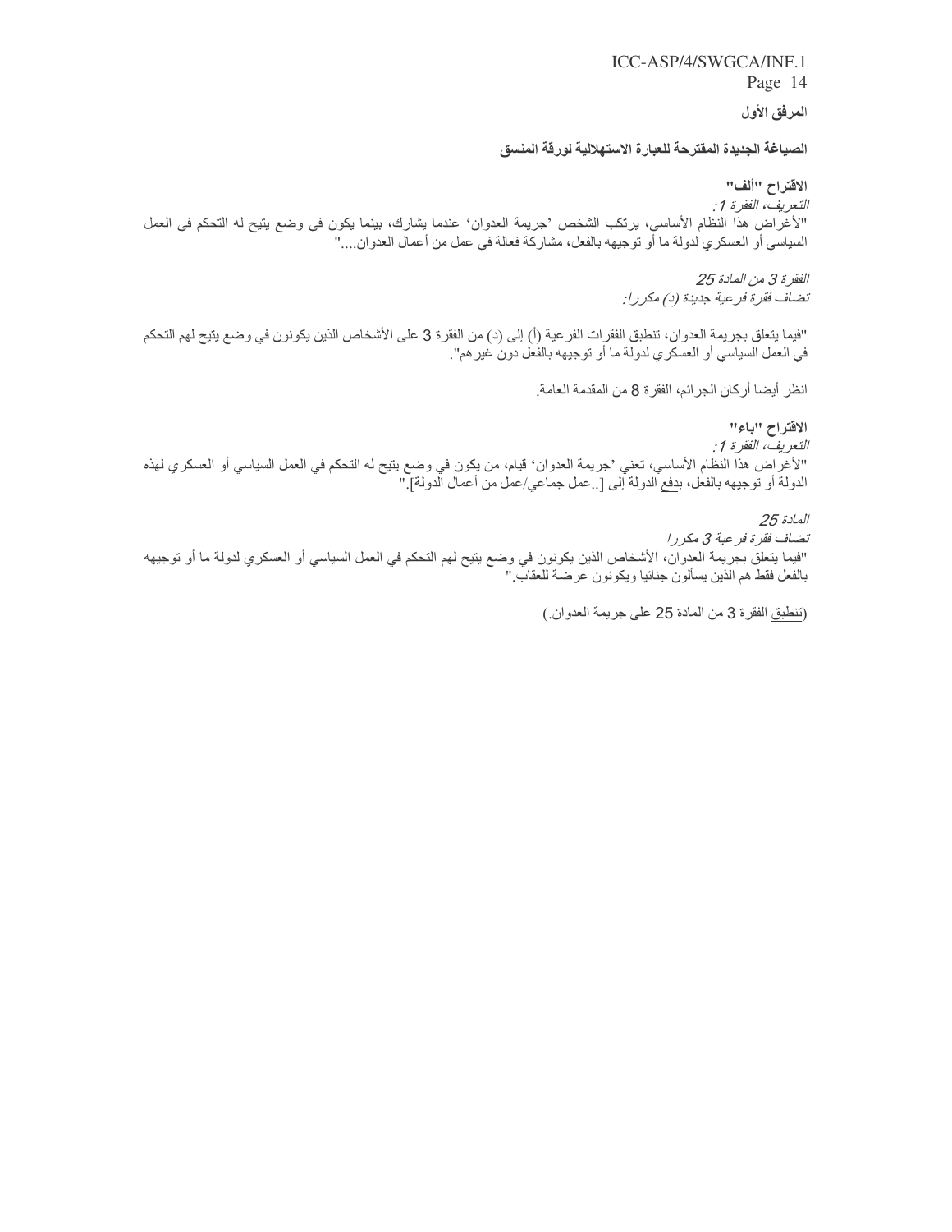**المرفق الأول**

**الصياغة الجديدة المقترحة للعبارة الاستهلالية لورقة المنسق**

**الاقتراح "ألف"**

*التعريف، الفقرة 1:*

"لأغراض هذا النظام الأساسي، يرتكب الشخص 'جريمة العدوان' عندما يشارك، بينما يكون في وضع يتيح له التحكم في العمل السياسي أو العسكري لدولة ما أو توجيهه بالفعل، مشاركة فعالة في عمل من أعمال العدوان...."

*الفقرة 3 من المادة 25*

*تضاف فقرة فرعية جديدة (د) مكررا:*

"فيما يتعلق بجريمة العدوان، تنطبق الفقرات الفرعية (أ) إلى (د) من الفقرة 3 على الأشخاص الذين يكونون في وضع يتيح لهم التحكم في العمل السياسي أو العسكري لدولة ما أو توجيهه بالفعل دون غيرهم".

انظر أيضا أركان الجرائم، الفقرة 8 من المقدمة العامة.

**الاقتراح "باء"**

*التعريف، الفقرة 1:*

"لأغراض هذا النظام الأساسي، تعني 'جريمة العدوان' قيام، من يكون في وضع يتيح له التحكم في العمل السياسي أو العسكري لهذه الدولة أو توجيهه بالفعل، بدفع الدولة إلى [..عمل جماعي/عمل من أعمال الدولة]."

*المادة 25*

*تضاف فقرة فرعية 3 مكررا*

"فيما يتعلق بجريمة العدوان، الأشخاص الذين يكونون في وضع يتيح لهم التحكم في العمل السياسي أو العسكري لدولة ما أو توجيهه بالفعل فقط هم الذين يسألون جنائيا ويكونون عرضة للعقاب."

(تنطبق الفقرة 3 من المادة 25 على جريمة العدوان.)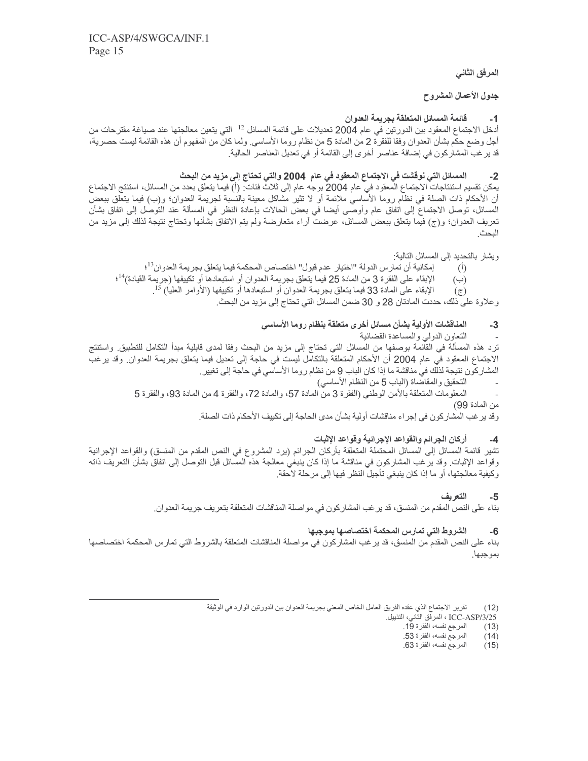**المرفق الثاني**

**جدول الأعمال المشروح**

**1- قائمة المسائل المتعلقة بجريمة العدوان**

أدخل الاجتماع المعقود بين الدورتين في عام 2004 تعديلات على قائمة المسائل [12] التي يتعين معالجتها عند صياغة مقترحات من أجل وضع حكم بشأن العدوان وفقا للفقرة 2 من المادة 5 من نظام روما الأساسي. ولما كان من المفهوم أن هذه القائمة ليست حصرية، قد يرغب المشاركون في إضافة عناصر أخرى إلى القائمة أو في تعديل العناصر الحالية.

**2- المسائل التي نوقشت في الاجتماع المعقود في عام 2004 والتي تحتاج إلى مزيد من البحث**

يمكن تقسيم استنتاجات الاجتماع المعقود في عام 2004 بوجه عام إلى ثلاث فئات: (أ) فيما يتعلق بعدد من المسائل، استنتج الاجتماع أن الأحكام ذات الصلة في نظام روما الأساسي ملائمة أو لا تثير مشاكل معينة بالنسبة لجريمة العدوان؛ و(ب) فيما يتعلق ببعض المسائل، توصل الاجتماع إلى اتفاق عام وأوصى أيضا في بعض الحالات بإعادة النظر في المسألة عند التوصل إلى اتفاق بشأن تعريف العدوان؛ و(ج) فيما يتعلق ببعض المسائل، عرضت آراء متعارضة ولم يتم الاتفاق بشأنها وتحتاج نتيجة لذلك إلى مزيد من البحث.

ويشار بالتحديد إلى المسائل التالية:

(أ) إمكانية أن تمارس الدولة "اختيار عدم قبول" اختصاص المحكمة فيما يتعلق بجريمة العدوان[13]؛

(ب) الإبقاء على الفقرة 3 من المادة 25 فيما يتعلق بجريمة العدوان أو استبعادها أو تكييفها (جريمة القيادة)[14]؛

(ج) الإبقاء على المادة 33 فيما يتعلق بجريمة العدوان أو استبعادها أو تكييفها (الأوامر العليا) [15].

وعلاوة على ذلك، حددت المادتان 28 و 30 ضمن المسائل التي تحتاج إلى مزيد من البحث.

**3- المناقشات الأولية بشأن مسائل أخرى متعلقة بنظام روما الأساسي**

- التعاون الدولي والمساعدة القضائية

ترد هذه المسألة في القائمة بوصفها من المسائل التي تحتاج إلى مزيد من البحث وفقا لمدى قابلية مبدأ التكامل للتطبيق. واستنتج الاجتماع المعقود في عام 2004 أن الأحكام المتعلقة بالتكامل ليست في حاجة إلى تعديل فيما يتعلق بجريمة العدوان. وقد يرغب المشاركون نتيجة لذلك في مناقشة ما إذا كان الباب 9 من نظام روما الأساسي في حاجة إلى تغيير.

- التحقيق والمقاضاة (الباب 5 من النظام الأساسي)

- المعلومات المتعلقة بالأمن الوطني (الفقرة 3 من المادة 57، والمادة 72، والفقرة 4 من المادة 93، والفقرة 5 من المادة 99)

وقد يرغب المشاركون في إجراء مناقشات أولية بشأن مدى الحاجة إلى تكييف الأحكام ذات الصلة.

**4- أركان الجرائم والقواعد الإجرائية وقواعد الإثبات**

تشير قائمة المسائل إلى المسائل المحتملة المتعلقة بأركان الجرائم (يرد المشروع في النص المقدم من المنسق) والقواعد الإجرائية وقواعد الإثبات. وقد يرغب المشاركون في مناقشة ما إذا كان ينبغي معالجة هذه المسائل قبل التوصل إلى اتفاق بشأن التعريف ذاته وكيفية معالجتها، أو ما إذا كان ينبغي تأجيل النظر فيها إلى مرحلة لاحقة.

**5- التعريف**

بناء على النص المقدم من المنسق، قد يرغب المشاركون في مواصلة المناقشات المتعلقة بتعريف جريمة العدوان.

**6- الشروط التي تمارس المحكمة اختصاصها بموجبها**

بناء على النص المقدم من المنسق، قد يرغب المشاركون في مواصلة المناقشات المتعلقة بالشروط التي تمارس المحكمة اختصاصها بموجبها.

---

(12) تقرير الاجتماع الذي عقده الفريق العامل الخاص المعني بجريمة العدوان بين الدورتين الوارد في الوثيقة ICC-ASP/3/25، المرفق الثاني، التذييل.

(13) المرجع نفسه، الفقرة 19.

(14) المرجع نفسه، الفقرة 53.

(15) المرجع نفسه، الفقرة 63.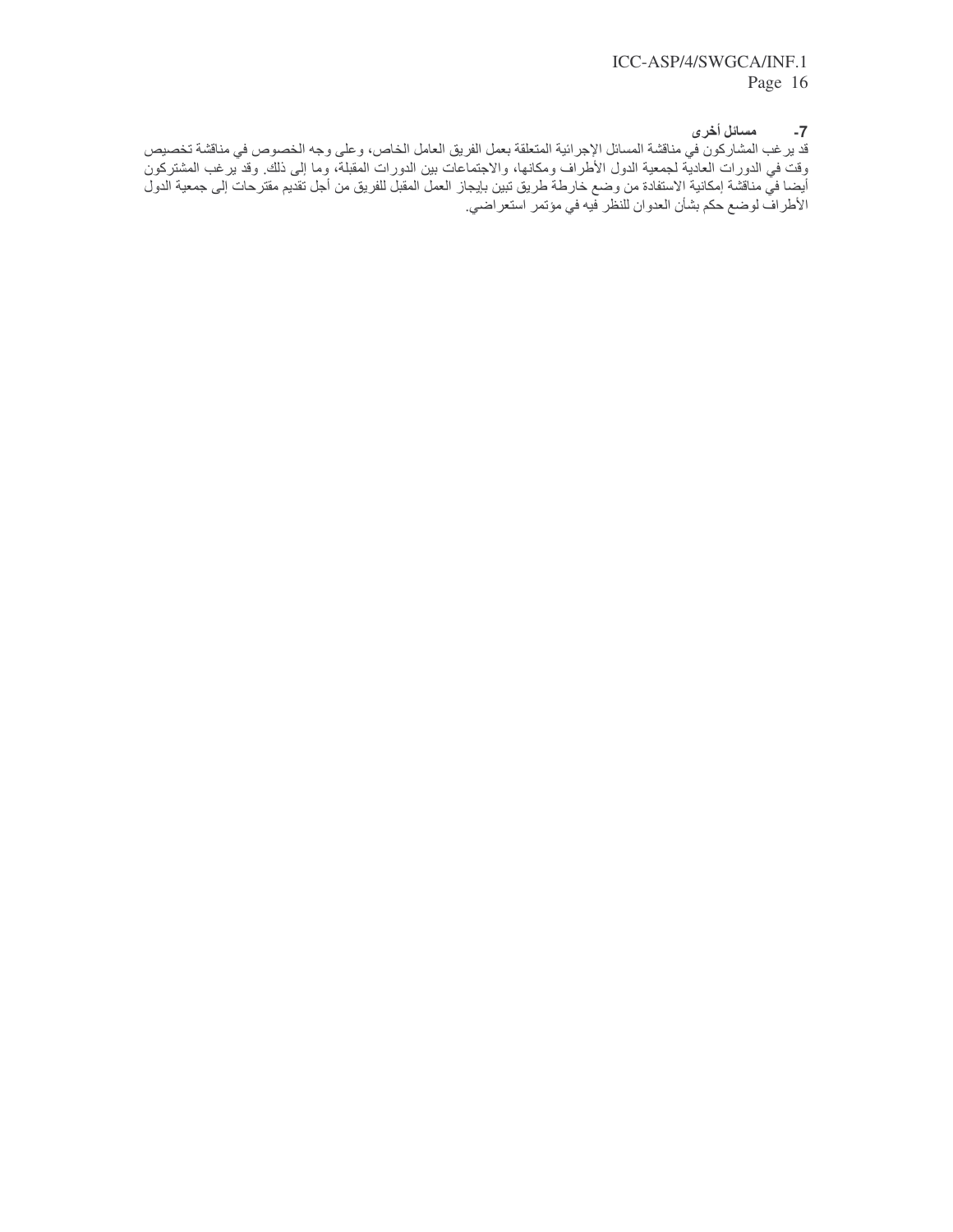### 7- مسائل أخرى

قد يرغب المشاركون في مناقشة المسائل الإجرائية المتعلقة بعمل الفريق العامل الخاص، وعلى وجه الخصوص في مناقشة تخصيص وقت في الدورات العادية لجمعية الدول الأطراف ومكانها، والاجتماعات بين الدورات المقبلة، وما إلى ذلك. وقد يرغب المشتركون أيضا في مناقشة إمكانية الاستفادة من وضع خارطة طريق تبين بإيجاز العمل المقبل للفريق من أجل تقديم مقترحات إلى جمعية الدول الأطراف لوضع حكم بشأن العدوان للنظر فيه في مؤتمر استعراضي.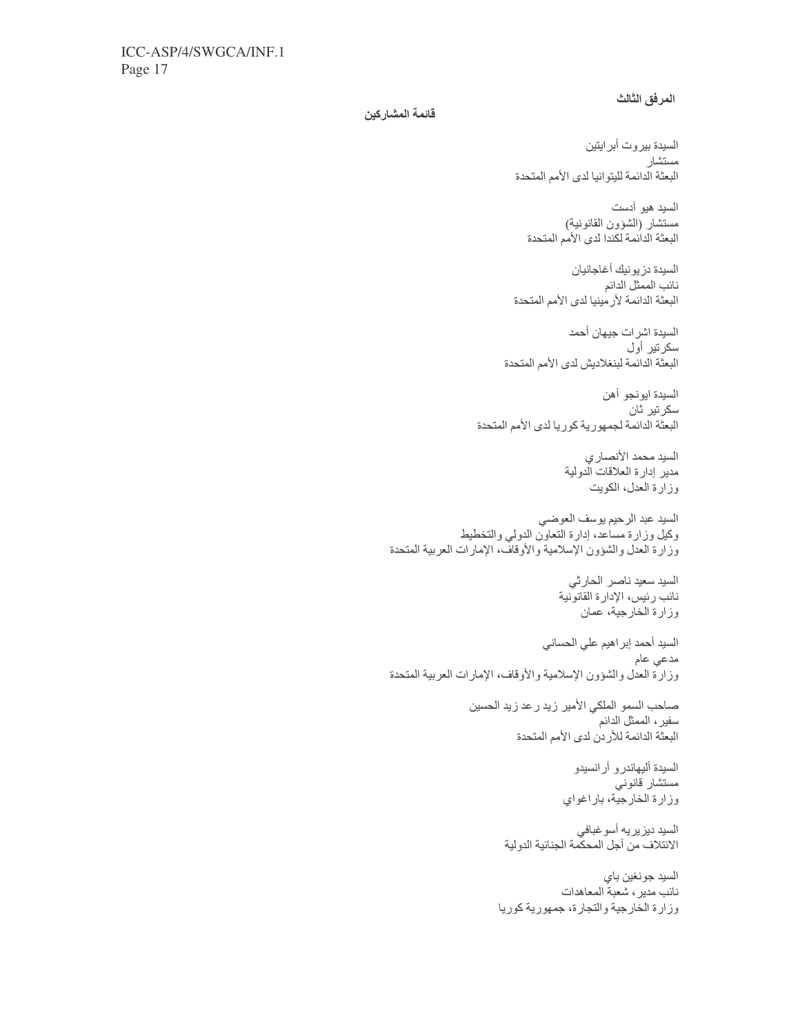## المرفق الثالث

### قائمة المشاركين

السيدة بيروت أبرايتين
مستشار
البعثة الدائمة لليتوانيا لدى الأمم المتحدة

السيد هيو آدست
مستشار (الشؤون القانونية)
البعثة الدائمة لكندا لدى الأمم المتحدة

السيدة دزيونيك أغاجانيان
نائب الممثل الدائم
البعثة الدائمة لأرمينيا لدى الأمم المتحدة

السيدة اشرات جيهان أحمد
سكرتير أول
البعثة الدائمة لبنغلاديش لدى الأمم المتحدة

السيدة ايونجو آهن
سكرتير ثان
البعثة الدائمة لجمهورية كوريا لدى الأمم المتحدة

السيد محمد الأنصاري
مدير إدارة العلاقات الدولية
وزارة العدل، الكويت

السيد عبد الرحيم يوسف العوضي
وكيل وزارة مساعد، إدارة التعاون الدولي والتخطيط
وزارة العدل والشؤون الإسلامية والأوقاف، الإمارات العربية المتحدة

السيد سعيد ناصر الحارثي
نائب رئيس، الإدارة القانونية
وزارة الخارجية، عمان

السيد أحمد إبراهيم علي الحساني
مدعي عام
وزارة العدل والشؤون الإسلامية والأوقاف، الإمارات العربية المتحدة

صاحب السمو الملكي الأمير زيد رعد زيد الحسين
سفير، الممثل الدائم
البعثة الدائمة للأردن لدى الأمم المتحدة

السيدة أليهاندرو أرانسيدو
مستشار قانوني
وزارة الخارجية، باراغواي

السيد ديزيريه أسوغبافي
الائتلاف من أجل المحكمة الجنائية الدولية

السيد جونغين باي
نائب مدير، شعبة المعاهدات
وزارة الخارجية والتجارة، جمهورية كوريا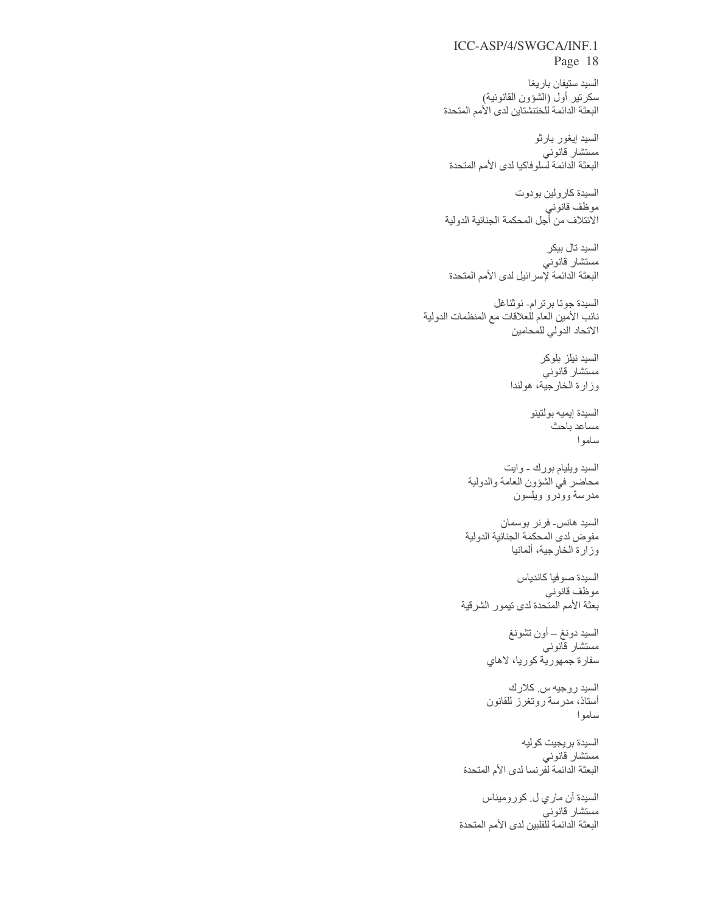السيد ستيفان باريغا
سكرتير أول (الشؤون القانونية)
البعثة الدائمة للختنشتاين لدى الأمم المتحدة

السيد إيغور بارثو
مستشار قانوني
البعثة الدائمة لسلوفاكيا لدى الأمم المتحدة

السيدة كارولين بودوت
موظف قانوني
الائتلاف من أجل المحكمة الجنائية الدولية

السيد تال بيكر
مستشار قانوني
البعثة الدائمة لإسرائيل لدى الأمم المتحدة

السيدة جوتا برترام- نوثناغل
نائب الأمين العام للعلاقات مع المنظمات الدولية
الاتحاد الدولي للمحامين

السيد نيلز بلوكر
مستشار قانوني
وزارة الخارجية، هولندا

السيدة إيميه بولتينو
مساعد باحث
ساموا

السيد ويليام بورك - وايت
محاضر في الشؤون العامة والدولية
مدرسة وودرو ويلسون

السيد هانس- فرنر بوسمان
مفوض لدى المحكمة الجنائية الدولية
وزارة الخارجية، ألمانيا

السيدة صوفيا كانديا
موظف قانوني
بعثة الأمم المتحدة لدى تيمور الشرقية

السيد دونغ – أون تشونغ
مستشار قانوني
سفارة جمهورية كوريا، لاهاي

السيد روجيه س. كلارك
أستاذ، مدرسة روتغرز للقانون
ساموا

السيدة بريجيت كوليه
مستشار قانوني
البعثة الدائمة لفرنسا لدى الأم المتحدة

السيدة آن ماري ل. كوروميناس
مستشار قانوني
البعثة الدائمة للفلبين لدى الأمم المتحدة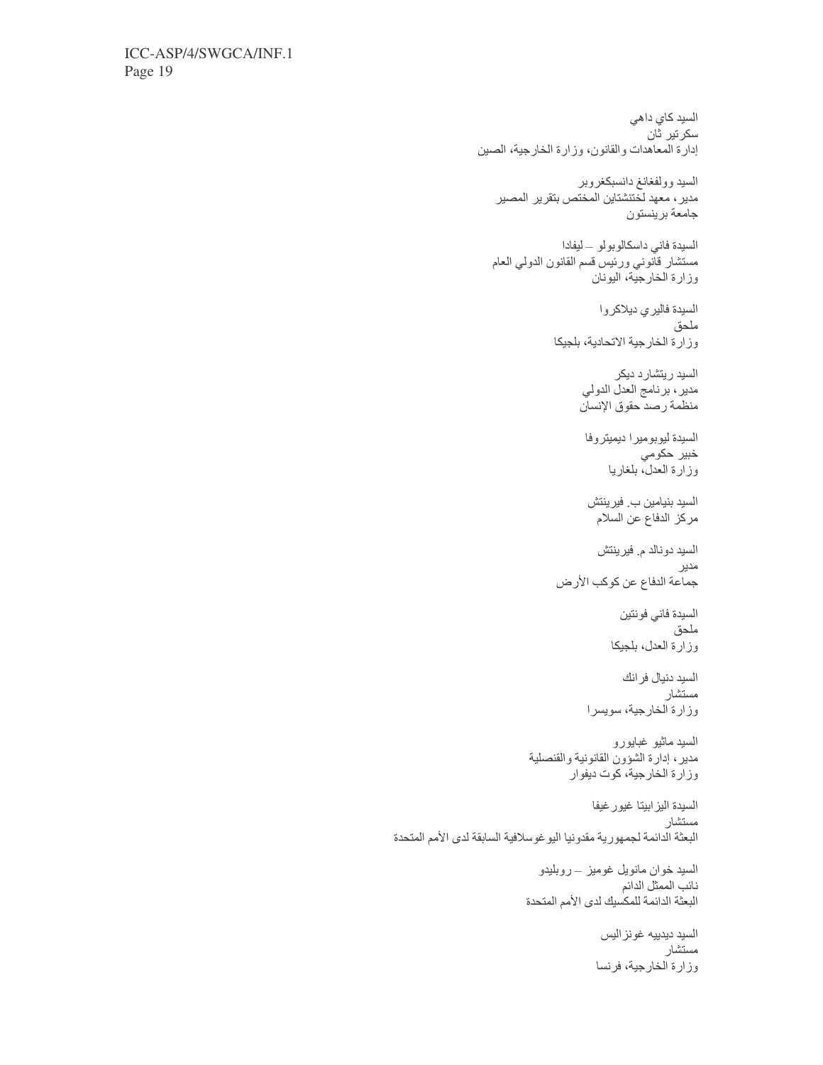السيد كاي داهي
سكرتير ثان
إدارة المعاهدات والقانون، وزارة الخارجية، الصين

السيد وولفغانغ دانسبكغروبر
مدير، معهد لختنشتاين المختص بتقرير المصير
جامعة برينستون

السيدة فاني داسكالوبولو – ليفادا
مستشار قانوني ورئيس قسم القانون الدولي العام
وزارة الخارجية، اليونان

السيدة فاليري ديلاكروا
ملحق
وزارة الخارجية الاتحادية، بلجيكا

السيد ريتشارد ديكر
مدير، برنامج العدل الدولي
منظمة رصد حقوق الإنسان

السيدة ليوبوميرا ديميتروفا
خبير حكومي
وزارة العدل، بلغاريا

السيد بنيامين ب. فيرينتش
مركز الدفاع عن السلام

السيد دونالد م. فيرينتش
مدير
جماعة الدفاع عن كوكب الأرض

السيدة فاني فونتين
ملحق
وزارة العدل، بلجيكا

السيد دنيال فرانك
مستشار
وزارة الخارجية، سويسرا

السيد ماثيو غبايورو
مدير، إدارة الشؤون القانونية والقنصلية
وزارة الخارجية، كوت ديفوار

السيدة اليزابيتا غيورغيفا
مستشار
البعثة الدائمة لجمهورية مقدونيا اليوغوسلافية السابقة لدى الأمم المتحدة

السيد خوان مانويل غوميز – روبليدو
نائب الممثل الدائم
البعثة الدائمة للمكسيك لدى الأمم المتحدة

السيد ديدييه غونزاليس
مستشار
وزارة الخارجية، فرنسا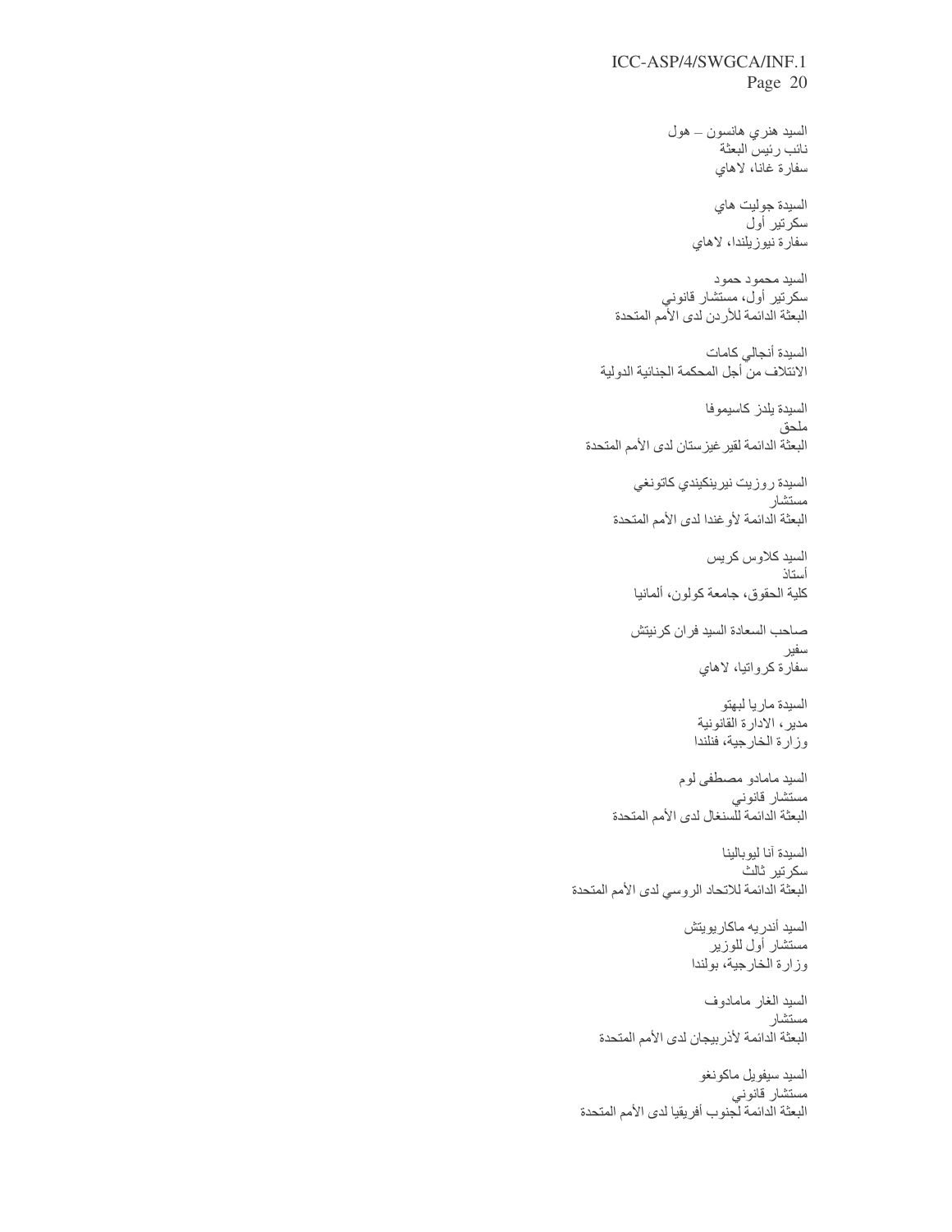السيد هنري هانسون – هول
نائب رئيس البعثة
سفارة غانا، لاهاي

السيدة جوليت هاي
سكرتير أول
سفارة نيوزيلندا، لاهاي

السيد محمود حمود
سكرتير أول، مستشار قانوني
البعثة الدائمة للأردن لدى الأمم المتحدة

السيدة أنجالي كامات
الائتلاف من أجل المحكمة الجنائية الدولية

السيدة يلدز كاسيموفا
ملحق
البعثة الدائمة لقيرغيزستان لدى الأمم المتحدة

السيدة روزيت نيرينكيندي كاتونغي
مستشار
البعثة الدائمة لأوغندا لدى الأمم المتحدة

السيد كلاوس كريس
أستاذ
كلية الحقوق، جامعة كولون، ألمانيا

صاحب السعادة السيد فران كرنيتش
سفير
سفارة كرواتيا، لاهاي

السيدة ماريا لبهتو
مدير، الادارة القانونية
وزارة الخارجية، فنلندا

السيد مامادو مصطفى لوم
مستشار قانوني
البعثة الدائمة للسنغال لدى الأمم المتحدة

السيدة آنا ليوبالينا
سكرتير ثالث
البعثة الدائمة للاتحاد الروسي لدى الأمم المتحدة

السيد أندريه ماكاريويتش
مستشار أول للوزير
وزارة الخارجية، بولندا

السيد الغار مامادوف
مستشار
البعثة الدائمة لأذربيجان لدى الأمم المتحدة

السيد سيفويل ماكونغو
مستشار قانوني
البعثة الدائمة لجنوب أفريقيا لدى الأمم المتحدة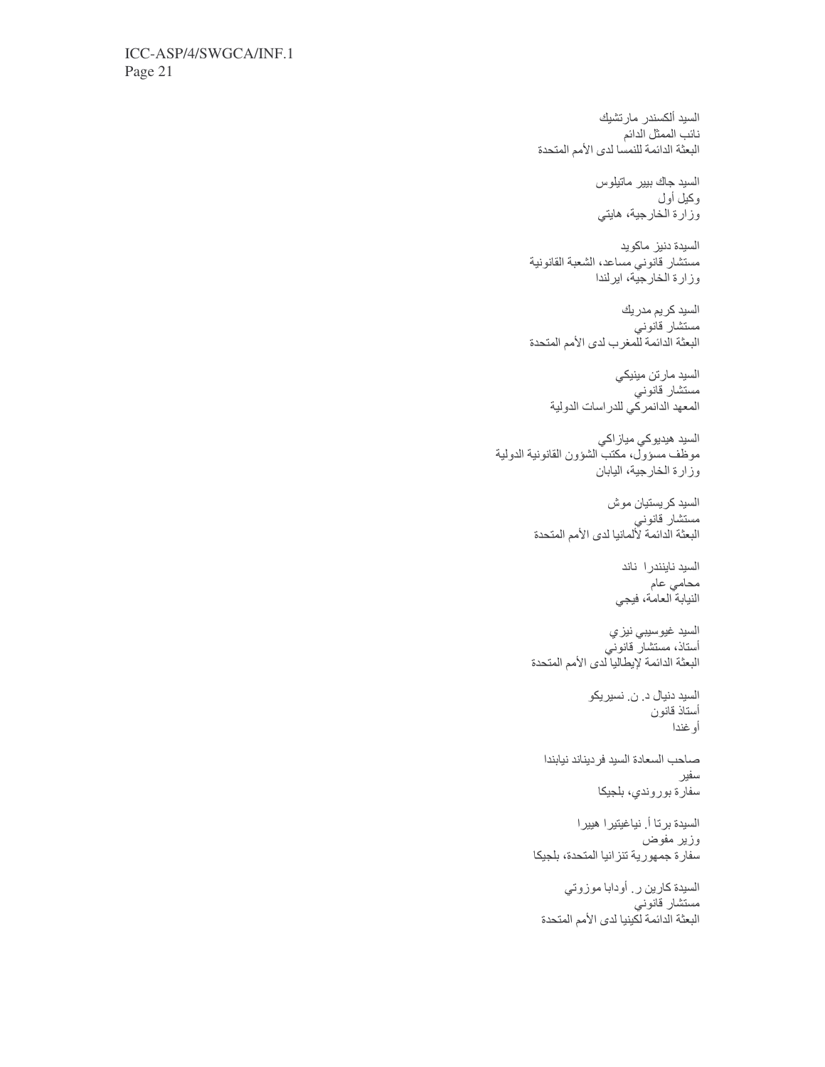السيد ألكسندر مارتشيك
نائب الممثل الدائم
البعثة الدائمة للنمسا لدى الأمم المتحدة

السيد جاك بيير ماتيلوس
وكيل أول
وزارة الخارجية، هايتي

السيدة دنيز ماكويد
مستشار قانوني مساعد، الشعبة القانونية
وزارة الخارجية، ايرلندا

السيد كريم مدريك
مستشار قانوني
البعثة الدائمة للمغرب لدى الأمم المتحدة

السيد مارتن مينيكي
مستشار قانوني
المعهد الدانمركي للدراسات الدولية

السيد هيديوكي ميازاكي
موظف مسؤول، مكتب الشؤون القانونية الدولية
وزارة الخارجية، اليابان

السيد كريستيان موش
مستشار قانوني
البعثة الدائمة لألمانيا لدى الأمم المتحدة

السيد نايندرا ناند
محامي عام
النيابة العامة، فيجي

السيد غيوسيبي نيزي
أستاذ، مستشار قانوني
البعثة الدائمة لإيطاليا لدى الأمم المتحدة

السيد دنيال د. ن. نسيريكو
أستاذ قانون
أوغندا

صاحب السعادة السيد فرديناند نيابندا
سفير
سفارة بوروندي، بلجيكا

السيدة برتا أ. نياغيتيرا هييرا
وزير مفوض
سفارة جمهورية تنزانيا المتحدة، بلجيكا

السيدة كارين ر. أودابا موزوتي
مستشار قانوني
البعثة الدائمة لكينيا لدى الأمم المتحدة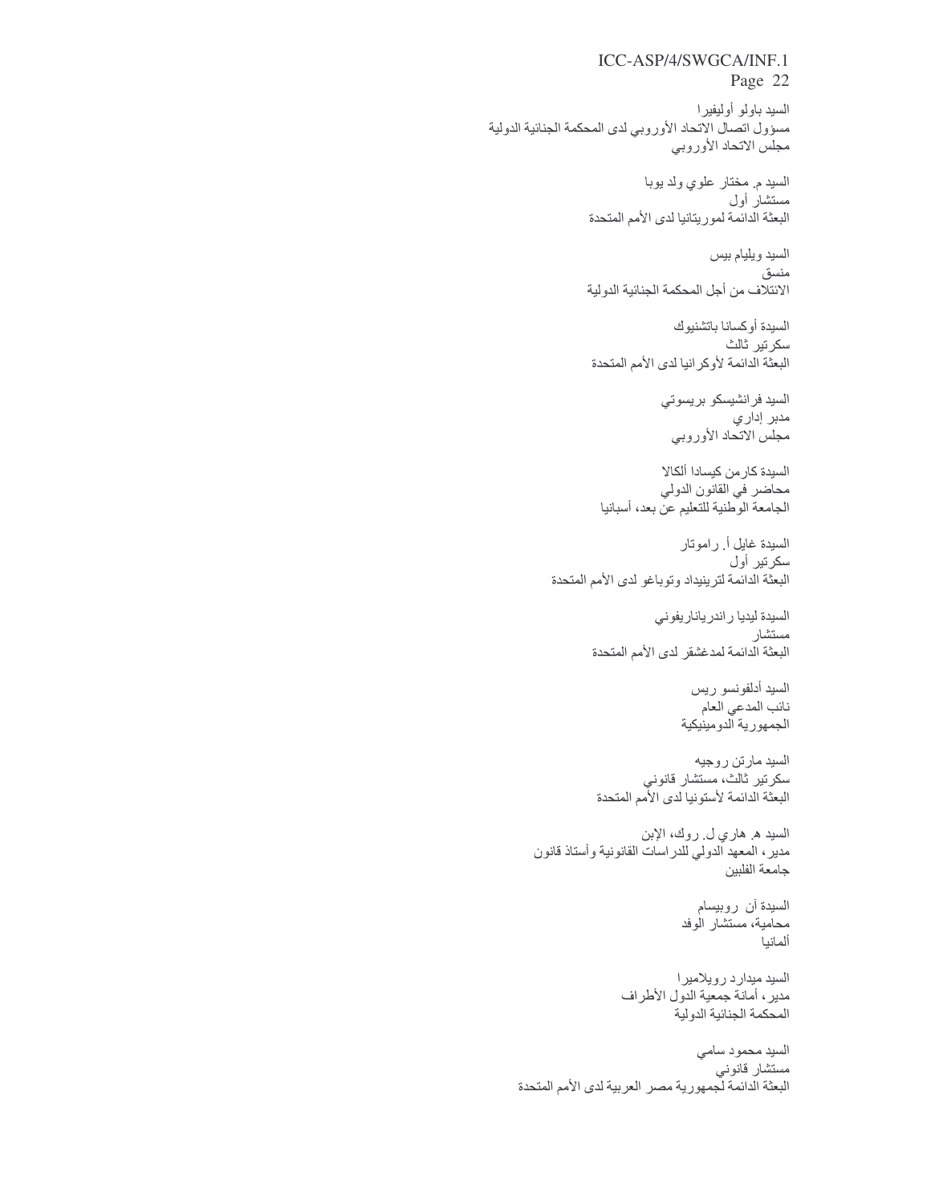السيد باولو أوليفيرا
مسؤول اتصال الاتحاد الأوروبي لدى المحكمة الجنائية الدولية
مجلس الاتحاد الأوروبي

السيد م. مختار علوي ولد يوبا
مستشار أول
البعثة الدائمة لموريتانيا لدى الأمم المتحدة

السيد ويليام بيس
منسق
الائتلاف من أجل المحكمة الجنائية الدولية

السيدة أوكسانا باتشنيوك
سكرتير ثالث
البعثة الدائمة لأوكرانيا لدى الأمم المتحدة

السيد فرانشيسكو بريسوتي
مدبر إداري
مجلس الاتحاد الأوروبي

السيدة كارمن كيسادا ألكالا
محاضر في القانون الدولي
الجامعة الوطنية للتعليم عن بعد، أسبانيا

السيدة غايل أ. راموتار
سكرتير أول
البعثة الدائمة لترينيداد وتوباغو لدى الأمم المتحدة

السيدة ليديا راندرياناريفوني
مستشار
البعثة الدائمة لمدغشقر لدى الأمم المتحدة

السيد أدلفونسو ريس
نائب المدعي العام
الجمهورية الدومينيكية

السيد مارتن روجيه
سكرتير ثالث، مستشار قانوني
البعثة الدائمة لأستونيا لدى الأمم المتحدة

السيد هـ. هاري ل. روك، الإبن
مدير، المعهد الدولي للدراسات القانونية وأستاذ قانون
جامعة الفلبين

السيدة آن روبيسام
محامية، مستشار الوفد
ألمانيا

السيد ميدارد رويلاميرا
مدير، أمانة جمعية الدول الأطراف
المحكمة الجنائية الدولية

السيد محمود سامي
مستشار قانوني
البعثة الدائمة لجمهورية مصر العربية لدى الأمم المتحدة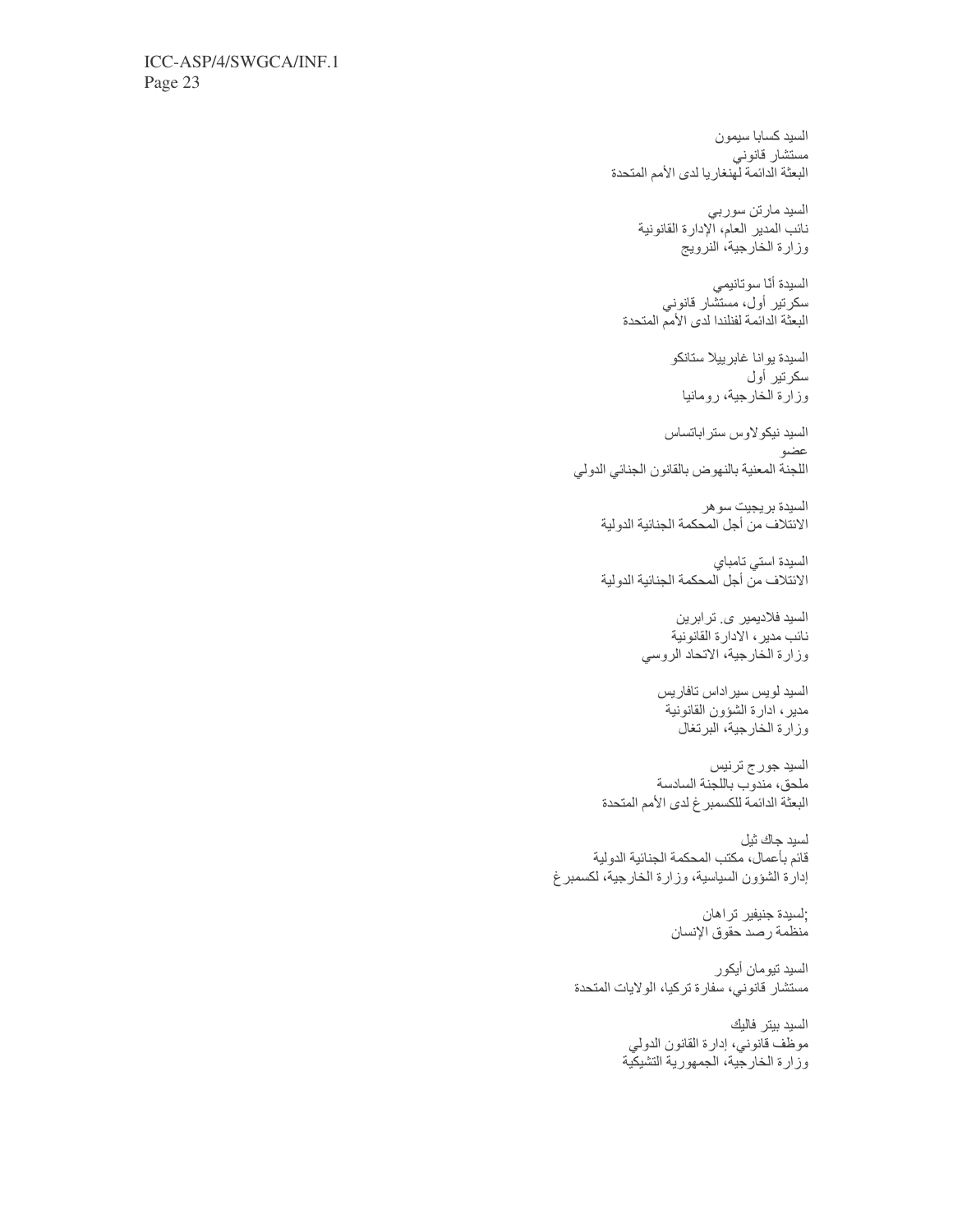السيد كسابا سيمون
مستشار قانوني
البعثة الدائمة لهنغاريا لدى الأمم المتحدة

السيد مارتن سوربي
نائب المدير العام، الإدارة القانونية
وزارة الخارجية، النرويج

السيدة أنا سوتانيمي
سكرتير أول، مستشار قانوني
البعثة الدائمة لفنلندا لدى الأمم المتحدة

السيدة يوانا غابرييلا ستانكو
سكرتير أول
وزارة الخارجية، رومانيا

السيد نيكولاوس ستراباتساس
عضو
اللجنة المعنية بالنهوض بالقانون الجنائي الدولي

السيدة بريجيت سوهر
الائتلاف من أجل المحكمة الجنائية الدولية

السيدة استي تامباي
الائتلاف من أجل المحكمة الجنائية الدولية

السيد فلاديمير ى. ترابرين
نائب مدير، الادارة القانونية
وزارة الخارجية، الاتحاد الروسي

السيد لويس سيراداس تافاريس
مدير، ادارة الشؤون القانونية
وزارة الخارجية، البرتغال

السيد جورج ترنيس
ملحق، مندوب باللجنة السادسة
البعثة الدائمة للكسمبرغ لدى الأمم المتحدة

لسيد جاك ثيل
قائم بأعمال، مكتب المحكمة الجنائية الدولية
إدارة الشؤون السياسية، وزارة الخارجية، لكسمبرغ

;لسيدة جنيفير تراهان
منظمة رصد حقوق الإنسان

السيد تيومان أيكور
مستشار قانوني، سفارة تركيا، الولايات المتحدة

السيد بيتر فاليك
موظف قانوني، إدارة القانون الدولي
وزارة الخارجية، الجمهورية التشيكية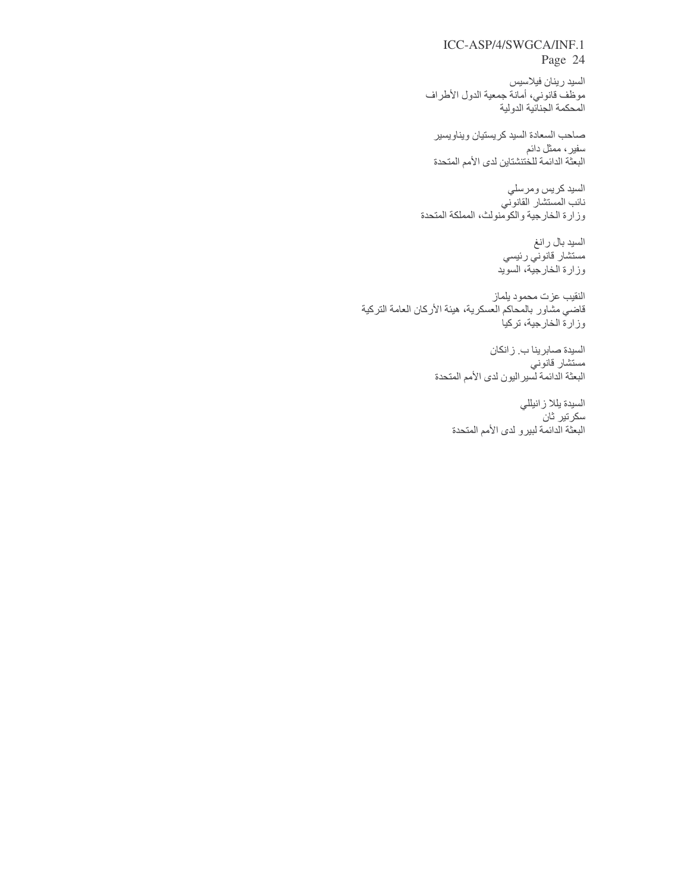السيد رينان فيلاسيس
موظف قانوني، أمانة جمعية الدول الأطراف
المحكمة الجنائية الدولية

صاحب السعادة السيد كريستيان ويناويسير
سفير، ممثل دائم
البعثة الدائمة لللختنشتاين لدى الأمم المتحدة

السيد كريس ومرسلي
نائب المستشار القانوني
وزارة الخارجية والكومنولث، المملكة المتحدة

السيد بال رانغ
مستشار قانوني رئيسي
وزارة الخارجية، السويد

النقيب عزت محمود يلماز
قاضي مشاور بالمحاكم العسكرية، هيئة الأركان العامة التركية
وزارة الخارجية، تركيا

السيدة صابرينا ب. زانكان
مستشار قانوني
البعثة الدائمة لسيراليون لدى الأمم المتحدة

السيدة يللا زانيللي
سكرتير ثان
البعثة الدائمة لبيرو لدى الأمم المتحدة